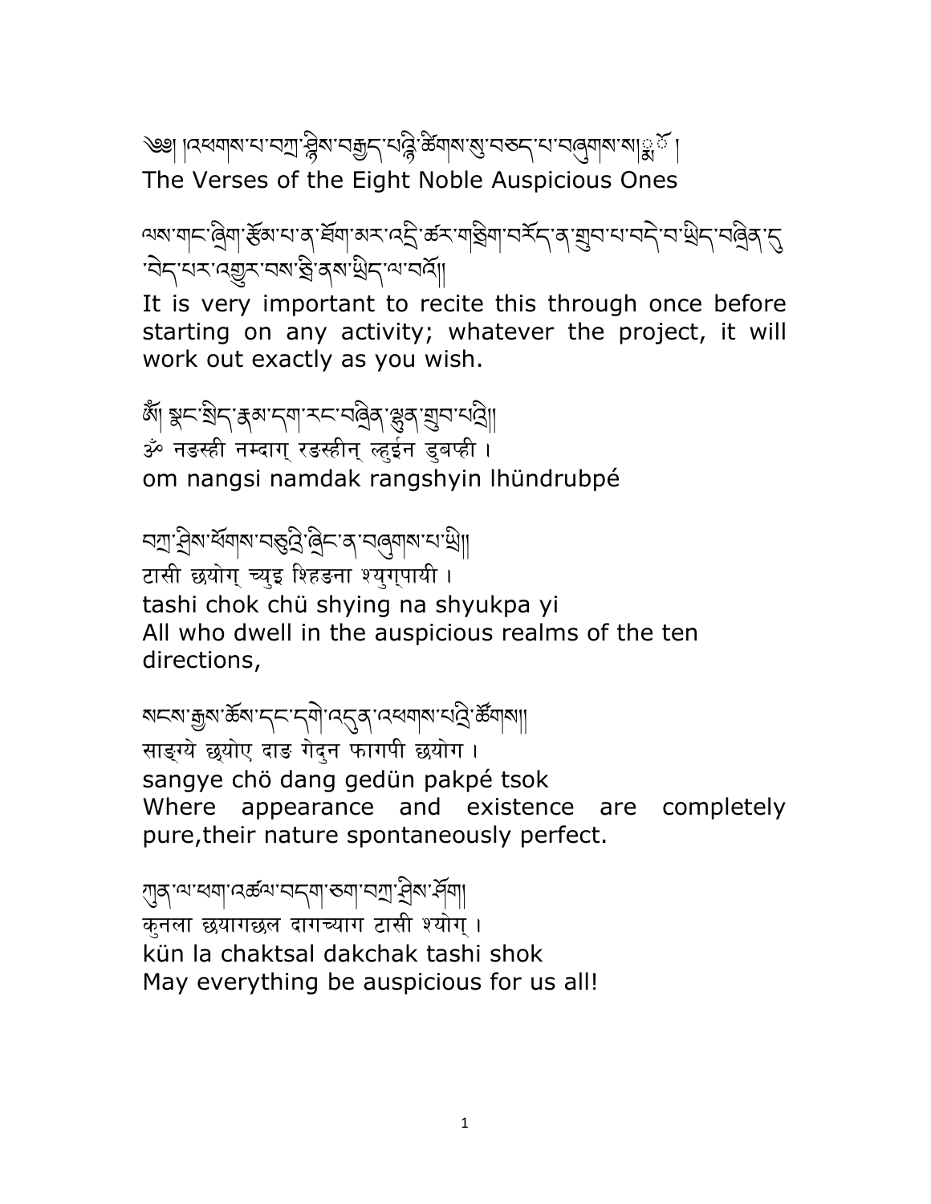༄༅། །འཕགས་པ་བཀྲ་ཤིས་བརྒྱད་པའི་ཚིགས་སུ་བཅད་པ་བཞུགས་སོ༎ ༔

The Verses of the Eight Noble Auspicious Ones

ལས་གང་ཞིག་རྩོམ་པ་ན་ཐོག་མར་འདི་ཚར་གཅིག་བརྗོད་ན་གྲུབ་པ་བདེ་བ་ཡིད་བཞིན་དུ་འོང་བར་འགྱུར་བས་ཐེ་ནས་ཡིད་ལ་བཏོ།།

It is very important to recite this through once before starting on any activity; whatever the project, it will work out exactly as you wish.

ཨོཾ། སྣང་སྲིད་རྣམ་དག་རང་བཞིན་ལྷུན་གྲུབ་པའི།།

ॐ नङस्ही नम्दाग् रङस्हीन् ल्हुईन डुबफी ।

om nangsi namdak rangshyin lhündrubpé

བཀྲ་ཤིས་ཕྱོགས་བཅུའི་ཞིང་ན་བཞུགས་པ་ཡི།།

टासी छयोग् च्युइ श्हिङना श्युग्पायी ।

tashi chok chü shying na shyukpa yi

All who dwell in the auspicious realms of the ten directions,

སངས་རྒྱས་ཆོས་དང་དགེ་འདུན་འཕགས་པའི་ཚོགས།།

साङ्ग्ये छयोए दाङ गेदुन फागपी छयोग ।

sangye chö dang gedün pakpé tsok

Where appearance and existence are completely pure,their nature spontaneously perfect.

ཀུན་ལ་ཕྱག་འཚལ་བདག་ཅག་བཀྲ་ཤིས་ཤོག།

कुनला छयागछल दागच्याग टासी श्योग् ।

kün la chaktsal dakchak tashi shok

May everything be auspicious for us all!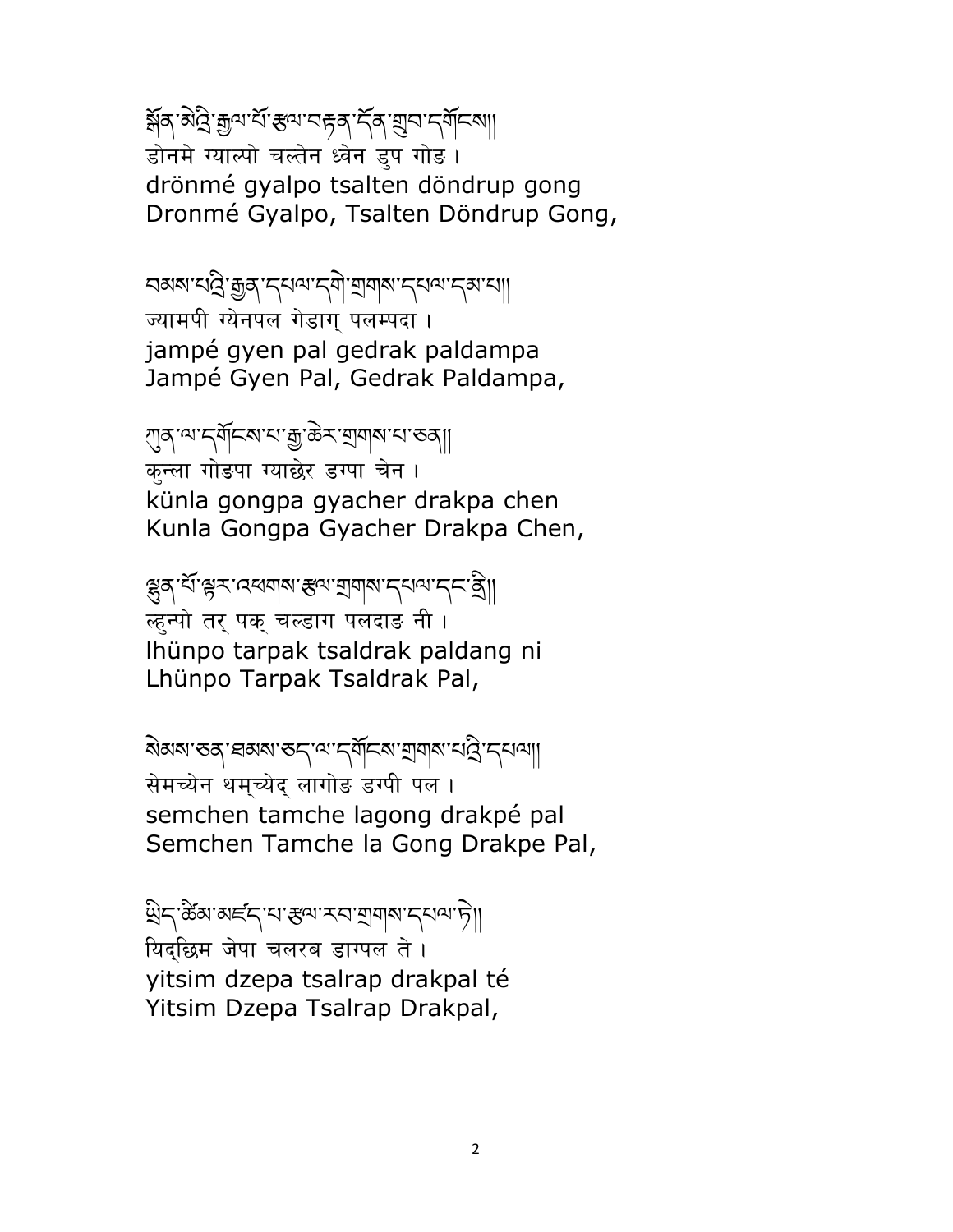སྒྲོན་མེའི་རྒྱལ་པོ་རྩལ་བརྟན་དོན་གྲུབ་དགོངས།།
डोनमे ग्याल्पो चल्तेन ध्वेन डुप गोङ ।
drönmé gyalpo tsalten döndrup gong
Dronmé Gyalpo, Tsalten Döndrup Gong,

བྱམས་པའི་རྒྱན་དཔལ་དགེ་གྲགས་དཔལ་དམ་པ།།
ज्यामपी ग्येनपल गेडाग् पलम्पदा ।
jampé gyen pal gedrak paldampa
Jampé Gyen Pal, Gedrak Paldampa,

ཀུན་ལ་དགོངས་པ་རྒྱ་ཆེར་གྲགས་པ་ཅན།།
कुन्ला गोङपा ग्याछेर डग्पा चेन ।
künla gongpa gyacher drakpa chen
Kunla Gongpa Gyacher Drakpa Chen,

ལྷུན་པོ་ལྟར་འཕགས་རྩལ་གྲགས་དཔལ་དང་ནི།།
ल्हुन्पो तर् पक् चल्डाग पलदाङ नी ।
lhünpo tarpak tsaldrak paldang ni
Lhünpo Tarpak Tsaldrak Pal,

སེམས་ཅན་ཐམས་ཅད་ལ་དགོངས་གྲགས་པའི་དཔལ།།
सेमच्येन थम्च्येद् लागोङ डग्पी पल ।
semchen tamche lagong drakpé pal
Semchen Tamche la Gong Drakpe Pal,

ཡིད་ཚིམ་མཛད་པ་རྩལ་རབ་གྲགས་དཔལ་ཏེ།།
यिद्छिम जेपा चलरब डाग्पल ते ।
yitsim dzepa tsalrap drakpal té
Yitsim Dzepa Tsalrap Drakpal,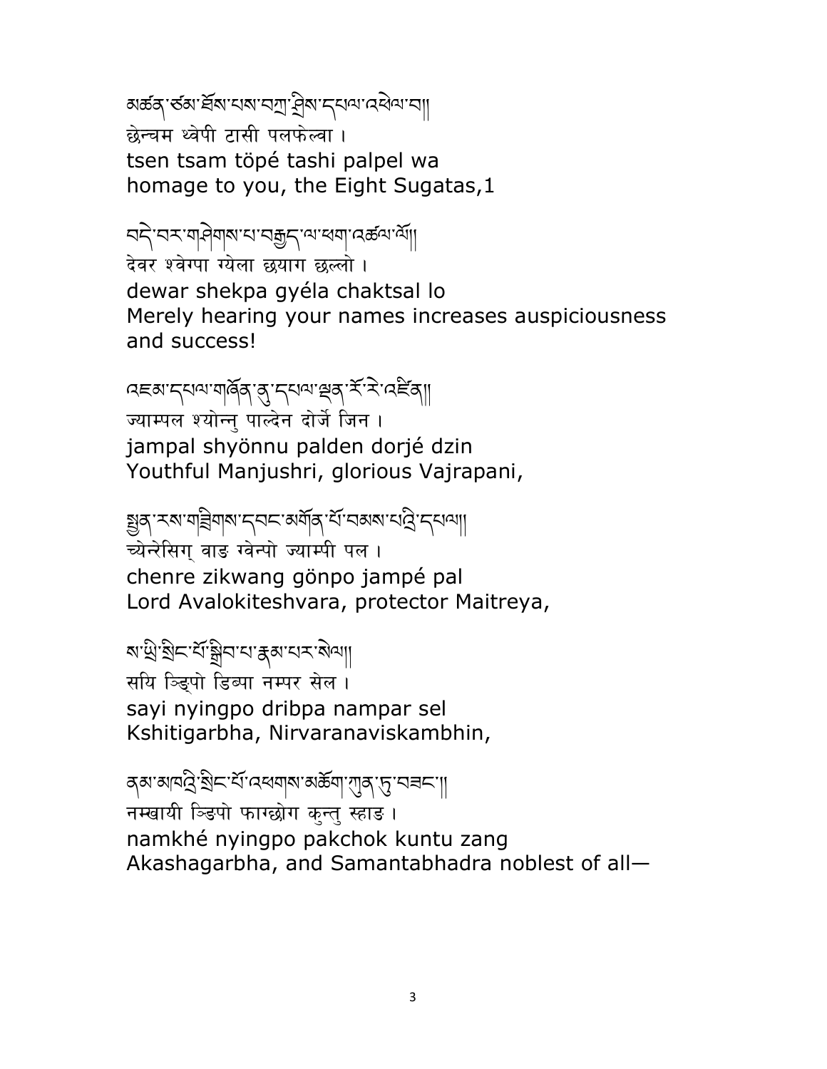མཚན་ཙམ་ཐོས་པས་བཀྲ་ཤིས་དཔལ་འཕེལ་བ།།
छेन्चम थ्वेपी टासी पलफेल्वा ।
tsen tsam töpé tashi palpel wa
homage to you, the Eight Sugatas,1

བདེ་བར་གཤེགས་པ་བརྒྱད་ལ་ཕྱག་འཚལ་ལོ།།
देवर श्वेग्पा ग्येला छयाग छल्लो ।
dewar shekpa gyéla chaktsal lo
Merely hearing your names increases auspiciousness and success!

འཇམ་དཔལ་གཞོན་ནུ་དཔལ་ལྡན་རྡོ་རྗེ་འཛིན།།
ज्याम्पल श्योन्नु पाल्देन दोर्जे जिन ।
jampal shyönnu palden dorjé dzin
Youthful Manjushri, glorious Vajrapani,

སྤྱན་རས་གཟིགས་དབང་མགོན་པོ་བྱམས་པའི་དཔལ།།
च्येन्रेसिग् वाङ ग्वेन्पो ज्याम्पी पल ।
chenre zikwang gönpo jampé pal
Lord Avalokiteshvara, protector Maitreya,

ས་ཡི་སྙིང་པོ་སྒྲིབ་པ་རྣམ་པར་སེལ།།
सयि ञ्ङिपो डिब्पा नम्पर सेल ।
sayi nyingpo dribpa nampar sel
Kshitigarbha, Nirvaranaviskambhin,

ནམ་མཁའི་སྙིང་པོ་འཕགས་མཆོག་ཀུན་ཏུ་བཟང་།།
नम्खायी ञ्ङिपो फाग्छोग कुन्तु स्हाङ ।
namkhé nyingpo pakchok kuntu zang
Akashagarbha, and Samantabhadra noblest of all—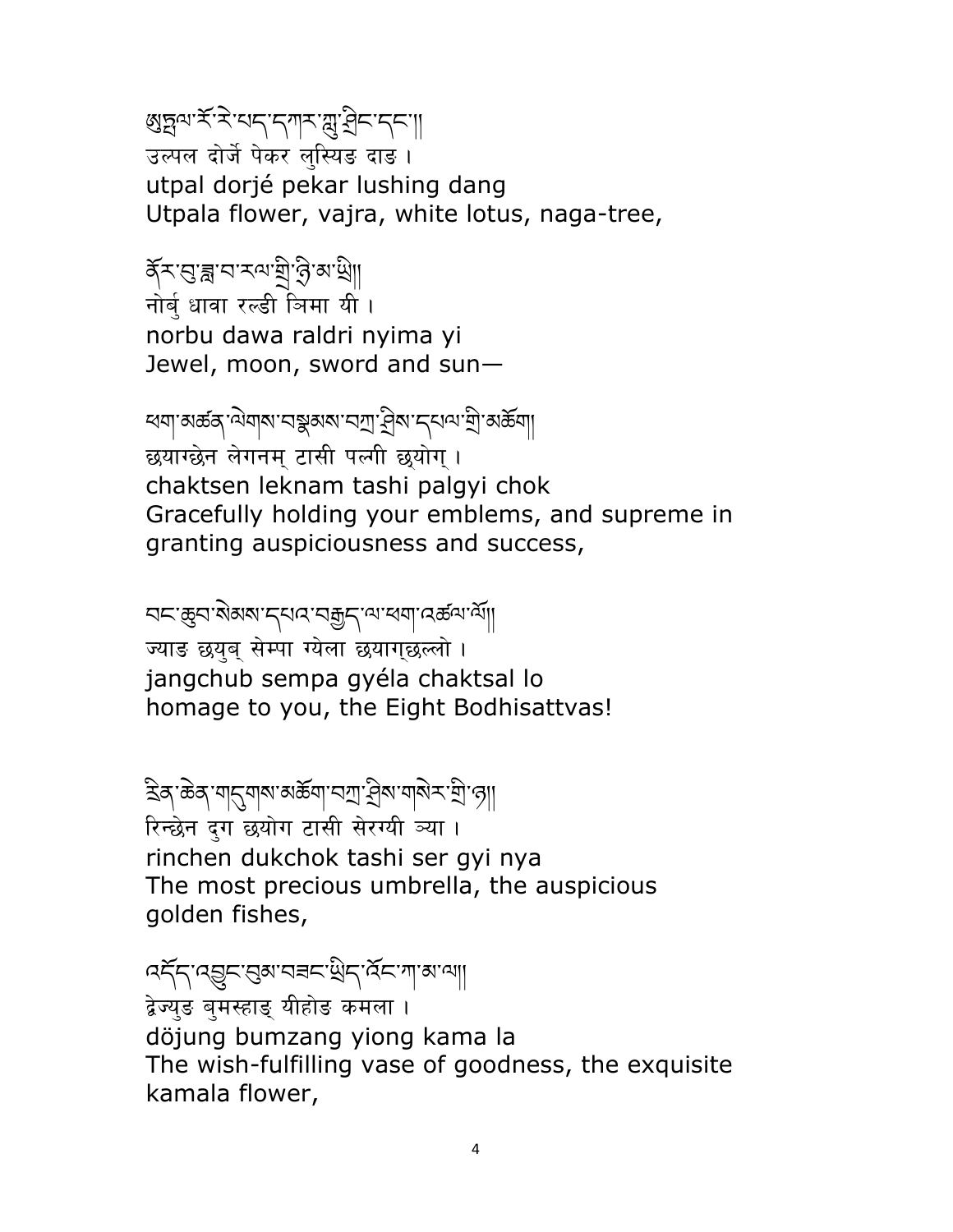ཨུཏྤལ་རྡོ་རྗེ་པད་དཀར་ཀླུ་ཤིང་དང་།
उल्पल दोर्जे पेकर लुस्यिङ दाङ ।
utpal dorjé pekar lushing dang
Utpala flower, vajra, white lotus, naga-tree,

ནོར་བུ་ཟླ་བ་རལ་གྲི་ཉི་མ་ཡི།
नोर्बु धावा रल्डी ञिमा यी ।
norbu dawa raldri nyima yi
Jewel, moon, sword and sun—

ཕྱག་མཚན་ལེགས་བསྣམས་བཀྲ་ཤིས་དཔལ་གྱི་མཆོག།
छयाग्छेन लेगनम् टासी पल्गी छ्योग् ।
chaktsen leknam tashi palgyi chok
Gracefully holding your emblems, and supreme in granting auspiciousness and success,

བྱང་ཆུབ་སེམས་དཔའ་བརྒྱད་ལ་ཕྱག་འཚལ་ལོ།
ज्याङ छयुब् सेम्पा ग्येला छयागछल्लो ।
jangchub sempa gyéla chaktsal lo
homage to you, the Eight Bodhisattvas!

རིན་ཆེན་གདུགས་མཆོག་བཀྲ་ཤིས་གསེར་གྱི་ཉ།
रिन्छेन दुग छयोग टासी सेरग्यी ञ्या ।
rinchen dukchok tashi ser gyi nya
The most precious umbrella, the auspicious golden fishes,

འདོད་འབྱུང་བུམ་བཟང་ཡིད་འོང་ཀ་མ་ལ།
द्वेज्युङ बुमस्हाङ् यीहोङ कमला ।
döjung bumzang yiong kama la
The wish-fulfilling vase of goodness, the exquisite kamala flower,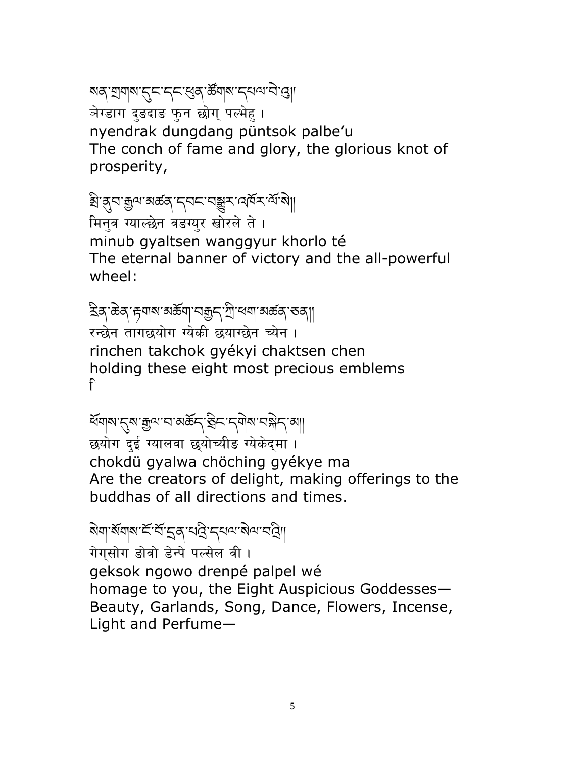སན་གྲགས་དུང་དང་ཕུན་ཚོགས་དཔལ་བེའུ།།
ञेग्डाग दुङदाङ फुन छोग् पल्भेहु ।
nyendrak dungdang püntsok palbe'u
The conch of fame and glory, the glorious knot of prosperity,

མི་ནུབ་རྒྱལ་མཚན་དབང་བསྒྱུར་འཁོར་ལོ་ཏེ།།
मिनुव ग्याल्छेन वङग्युर खोरले ते ।
minub gyaltsen wanggyur khorlo té
The eternal banner of victory and the all-powerful wheel:

རིན་ཆེན་རྟགས་མཆོག་བརྒྱད་ཀྱི་ཕྱག་མཚན་ཅན།།
रन्छेन तागछयोग ग्येकी छयाग्छेन च्येन ।
rinchen takchok gyékyi chaktsen chen
holding these eight most precious emblems
f

ཕྱོགས་དུས་རྒྱལ་བ་མཆོད་ཕྱིར་དགེས་བསྐྱེད་མ།།
छयोग दुई ग्यालवा छयोच्यीङ ग्येकेद्मा ।
chokdü gyalwa chöching gyékye ma
Are the creators of delight, making offerings to the buddhas of all directions and times.

སྒེག་སོགས་ངོ་བོ་དྲན་པའི་དཔལ་སེལ་བཞི།།
गेग्सोग ङोवो डेन्पे पल्सेल वी ।
geksok ngowo drenpé palpel wé
homage to you, the Eight Auspicious Goddesses—Beauty, Garlands, Song, Dance, Flowers, Incense, Light and Perfume—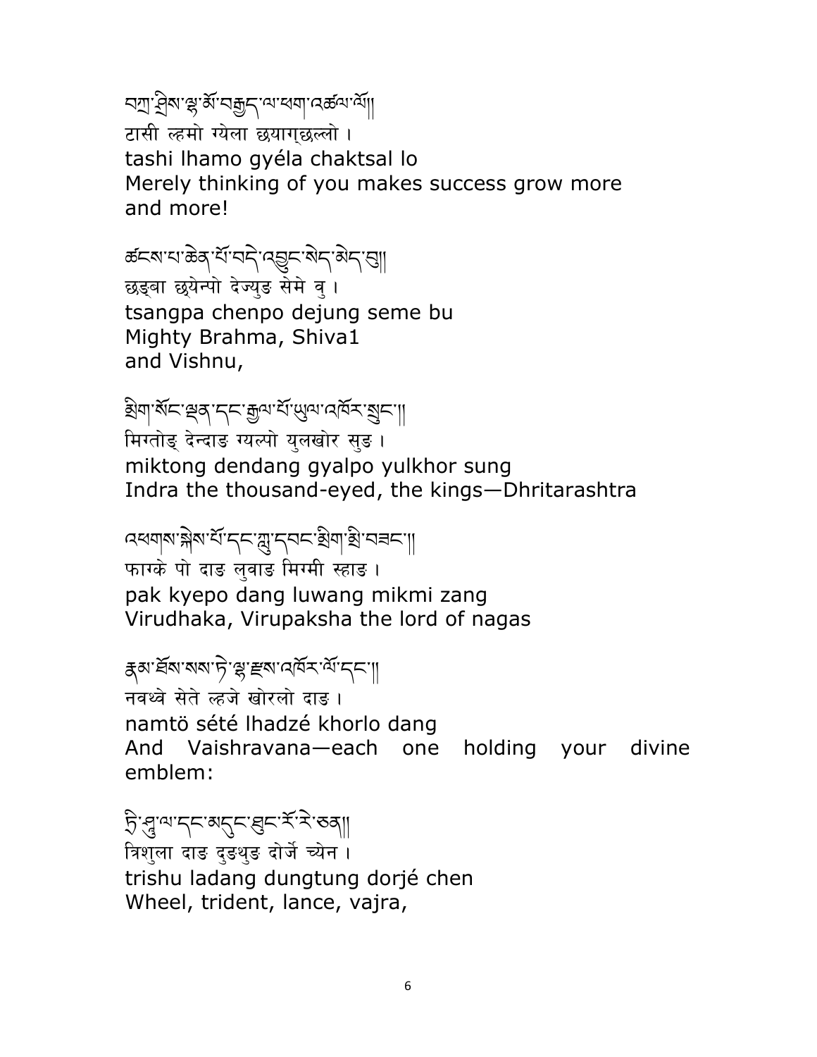བཀྲ་ཤིས་ལྷ་མོ་བརྒྱད་ལ་ཕྱག་འཚལ་ལོ།།
टासी ल्हमो ग्येला छयागछल्लो ।
tashi lhamo gyéla chaktsal lo
Merely thinking of you makes success grow more and more!

ཚངས་པ་ཆེན་པོ་བདེ་འབྱུང་སེད་མེད་བུ།།
छङ्बा छयेन्पो देज्युङ सेमे बु ।
tsangpa chenpo dejung seme bu
Mighty Brahma, Shiva1
and Vishnu,

མིག་སྟོང་ལྡན་དང་རྒྱལ་པོ་ཡུལ་འཁོར་སྲུང་།།
मिग्तोङ् देन्दाङ ग्यल्पो युलखोर सुङ ।
miktong dendang gyalpo yulkhor sung
Indra the thousand-eyed, the kings—Dhritarashtra

འཕགས་སྐྱེས་པོ་དང་ཀླུ་དབང་མིག་མི་བཟང་།།
फाग्के पो दाङ लुवाङ मिग्मी स्हाङ ।
pak kyepo dang luwang mikmi zang
Virudhaka, Virupaksha the lord of nagas

རྣམ་ཐོས་སས་ཏེ་ལྷ་རྫས་འཁོར་ལོ་དང་།།
नवथे सेते ल्हजे खोरलो दाङ ।
namtö sété lhadzé khorlo dang
And Vaishravana—each one holding your divine emblem:

ཏྲི་ཤུ་ལ་དང་མདུང་ཐུང་རྡོ་རྗེ་ཅན།།
त्रिशुला दाङ दुङथुङ दोर्जे च्येन ।
trishu ladang dungtung dorjé chen
Wheel, trident, lance, vajra,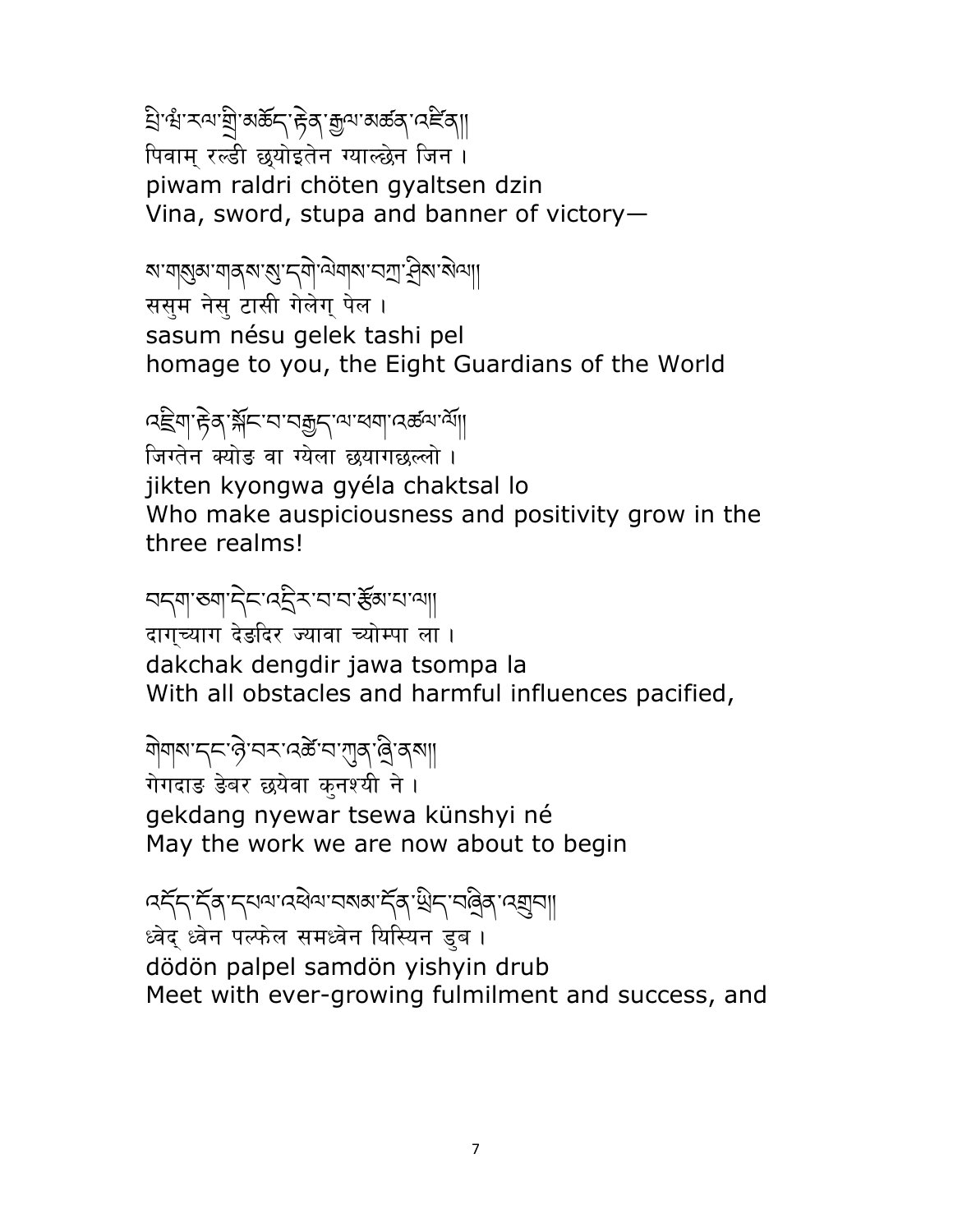པི་ཝཾ་རལ་གྲི་མཆོད་རྟེན་རྒྱལ་མཚན་འཛིན།།
पिवाम् रल्डी छ्योइतेन ग्याल्छेन जिन ।
piwam raldri chöten gyaltsen dzin
Vina, sword, stupa and banner of victory—

ས་གསུམ་གནས་སུ་དགེ་ལེགས་བཀྲ་ཤིས་སྤེལ།།
ससुम नेसु टासी गेलेग् पेल ।
sasum nésu gelek tashi pel
homage to you, the Eight Guardians of the World

འཇིག་རྟེན་སྐྱོང་བ་བརྒྱད་ལ་ཕྱག་འཚལ་ལོ།།
जिग्तेन क्योङ वा ग्येला छयागछल्लो ।
jikten kyongwa gyéla chaktsal lo
Who make auspiciousness and positivity grow in the three realms!

བདག་ཅག་དེང་འདིར་བྱ་བ་བ་རྩོམ་པ་ལ།།
दाग्च्याग देङदिर ज्यावा च्योम्पा ला ।
dakchak dengdir jawa tsompa la
With all obstacles and harmful influences pacified,

གེགས་དང་ཉེ་བར་འཚེ་བ་ཀུན་ཞི་ནས།།
गेगदाङ ङेबर छयेवा कुनश्यी ने ।
gekdang nyewar tsewa künshyi né
May the work we are now about to begin

འདོད་དོན་དཔལ་འཕེལ་བསམ་དོན་ཡིད་བཞིན་འགྲུབ།།
ध्वेद् ध्वेन पल्फेल समध्वेन यिस्यिन डुब ।
dödön palpel samdön yishyin drub
Meet with ever-growing fulmilment and success, and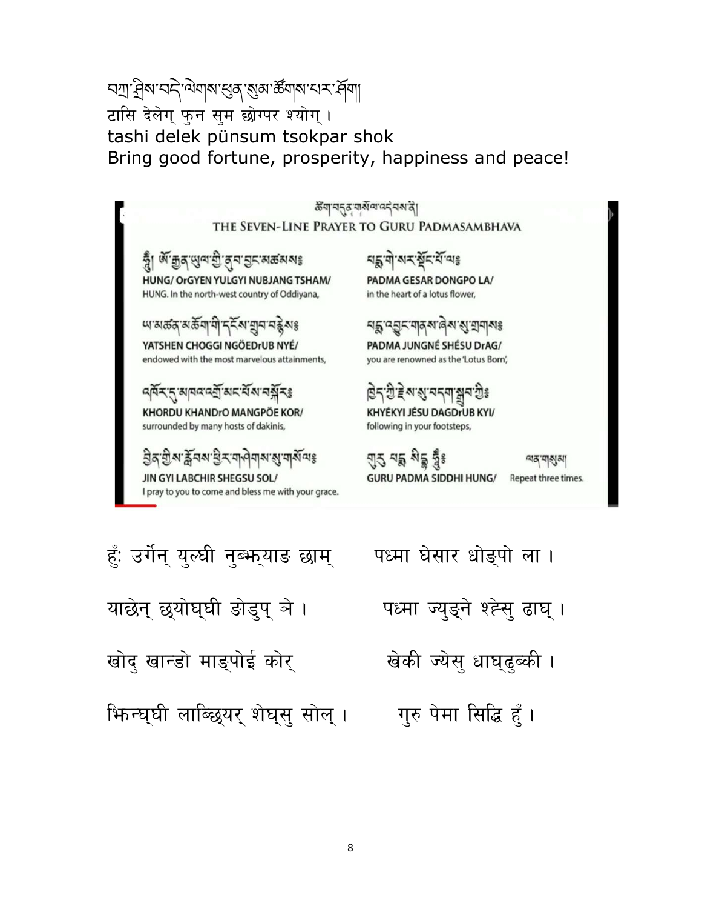བཀྲ་ཤིས་བདེ་ལེགས་ཕུན་སུམ་ཚོགས་པར་ཤོག།
टासि देलेग् फुन सुम छोग्पर श्योग् ।
tashi delek pünsum tsokpar shok
Bring good fortune, prosperity, happiness and peace!

ཚིག་བདུན་གསོལ་འདེབས་ནི།

## THE SEVEN-LINE PRAYER TO GURU PADMASAMBHAVA

ཧཱུྃ། ཨོ་རྒྱན་ཡུལ་གྱི་ནུབ་བྱང་མཚམས༔
**HUNG/ OrGYEN YULGYI NUBJANG TSHAM/**
HUNG. In the north-west country of Oddiyana,

པདྨ་གེ་སར་སྡོང་པོ་ལ༔
**PADMA GESAR DONGPO LA/**
in the heart of a lotus flower,

ཡ་མཚན་མཆོག་གི་དངོས་གྲུབ་བརྙེས༔
**YATSHEN CHOGGI NGÖEDrUB NYÉ/**
endowed with the most marvelous attainments,

པདྨ་འབྱུང་གནས་ཞེས་སུ་གྲགས༔
**PADMA JUNGNÉ SHÉSU DrAG/**
you are renowned as the 'Lotus Born',

འཁོར་དུ་མཁའ་འགྲོ་མང་པོས་བསྐོར༔
**KHORDU KHANDrO MANGPÖE KOR/**
surrounded by many hosts of dakinis,

ཁྱེད་ཀྱི་རྗེས་སུ་བདག་སྒྲུབ་ཀྱིས༔
**KHYÉKYI JÉSU DAGDrUB KYI/**
following in your footsteps,

བྱིན་གྱིས་བརླབས་ཕྱིར་གཤེགས་སུ་གསོལ༔
**JIN GYI LABCHIR SHEGSU SOL/**
I pray to you to come and bless me with your grace.

གུ་རུ་པདྨ་སིདྡྷི་ཧཱུྃ༔
**GURU PADMA SIDDHI HUNG/**

ལན་གསུམ། Repeat three times.

हुँः उर्गेन् युल्घी नुब्झ्याङ छाम्   पध्मा घेसार धोङ्पो ला ।

याछेन् छ्योघ्घी ङोडुप् ञे ।   पध्मा ज्युङ्ने श्हेसु ढाघ् ।

खोदु खान्डो माङ्पोई कोर्   खेकी ज्येसु धाघ्ढुब्की ।

झिन्घ्घी लाब्छियर् शेघ्सु सोल् ।   गुरु पेमा सिद्धि हुँ ।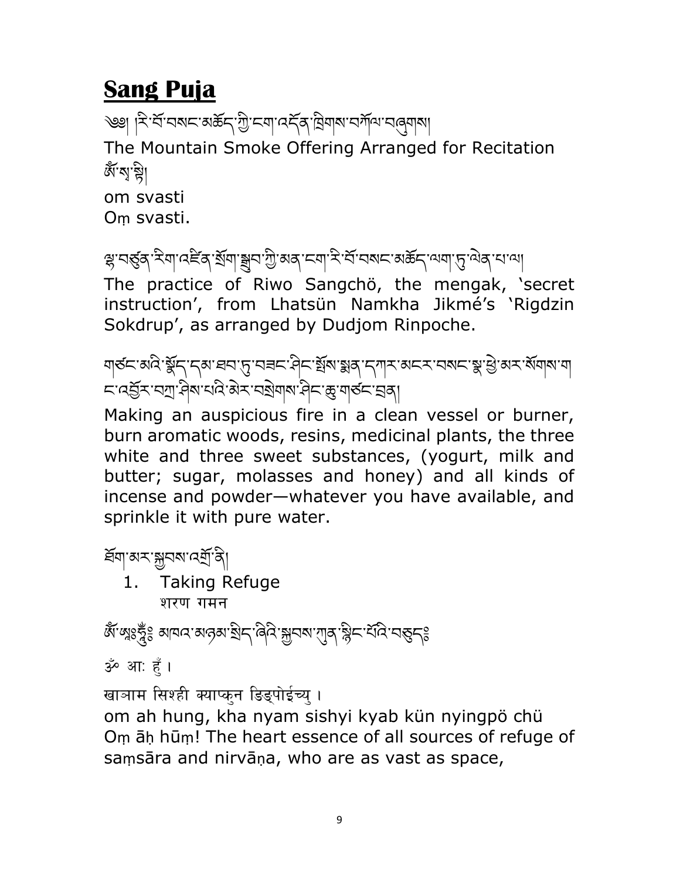# **Sang Puja**

༄༅། །རི་བོ་བསང་མཆོད་ཀྱི་ངག་འདོན་ཁྲིགས་བཀོལ་བཞུགས།

The Mountain Smoke Offering Arranged for Recitation

ཨོཾ་སྭ་སྟི།

om svasti

Oṃ svasti.

ལྷ་བཙུན་རིག་འཛིན་སྲོག་སྒྲུབ་ཀྱི་མན་ངག་རི་བོ་བསང་མཆོད་ལག་ཏུ་ལེན་པ་ལ།

The practice of Riwo Sangchö, the mengak, 'secret instruction', from Lhatsün Namkha Jikmé's 'Rigdzin Sokdrup', as arranged by Dudjom Rinpoche.

གཙང་མའི་སྣོད་དམ་ཐབ་ཏུ་བཟང་ཤིང་སྤོས་སྨན་དཀར་མངར་བསང་སྣ་ཕྱེ་མར་སོགས་ག་ང་འབྱོར་བཀྲ་ཤིས་པའི་མེར་བསྲེགས་ཤིང་ཆུ་གཙང་བྲན།

Making an auspicious fire in a clean vessel or burner, burn aromatic woods, resins, medicinal plants, the three white and three sweet substances, (yogurt, milk and butter; sugar, molasses and honey) and all kinds of incense and powder—whatever you have available, and sprinkle it with pure water.

ཐོག་མར་སྐྱབས་འགྲོ་ནི།

1. Taking Refuge
   शरण गमन

ཨོཾ་ཨཱཿཧཱུྃཿ མཁའ་མཉམ་སྲིད་ཞིའི་སྐྱབས་ཀུན་སྙིང་པོའི་བཅུདཿ

ॐ आः हुँ।

खाञाम सिश्ही क्याप्कुन ङिङ्पोईच्यु ।

om ah hung, kha nyam sishyi kyab kün nyingpö chü

Oṃ āḥ hūṃ! The heart essence of all sources of refuge of saṃsāra and nirvāṇa, who are as vast as space,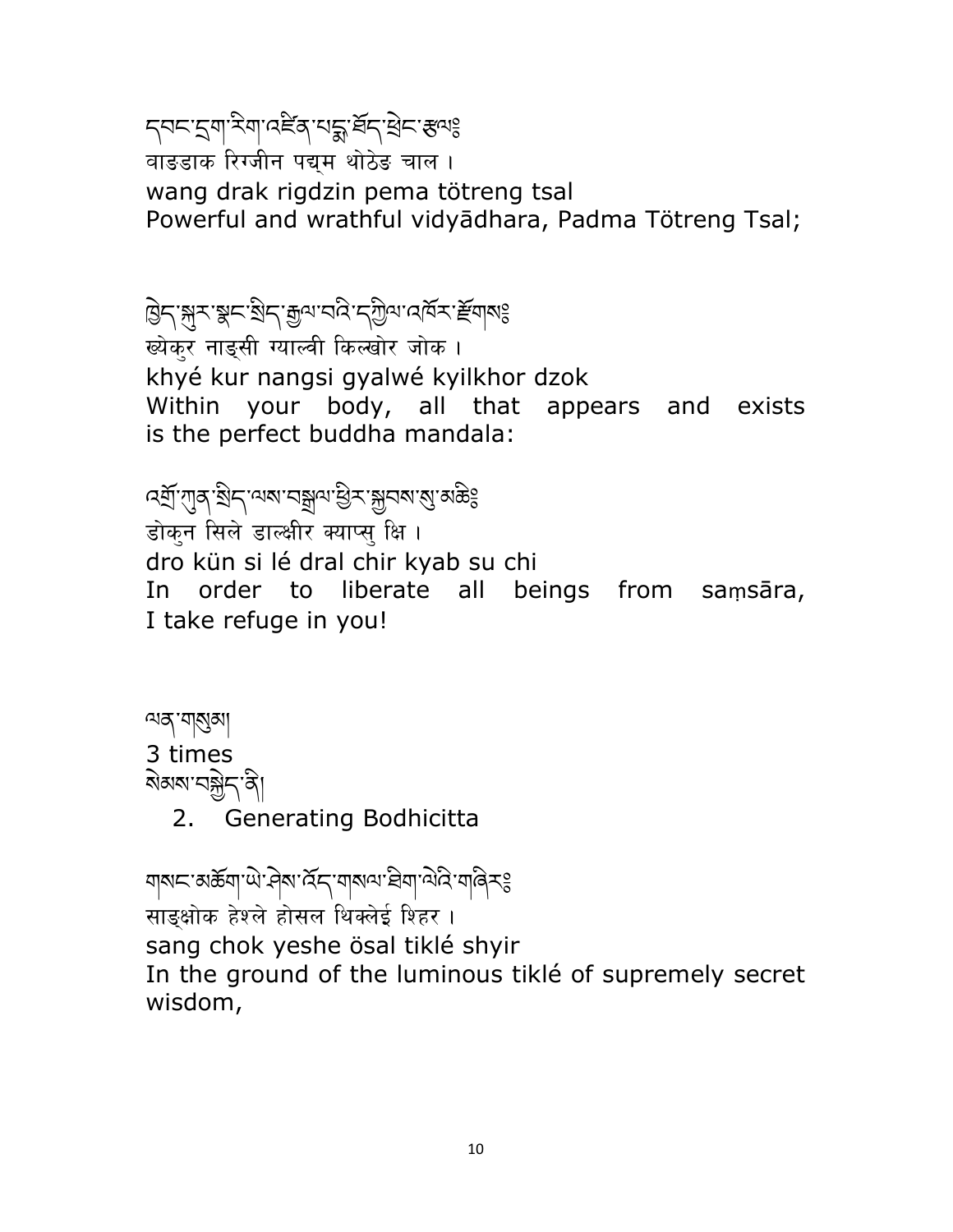དབང་དྲག་རིག་འཛིན་པདྨ་ཐོད་ཕྲེང་རྩལ༔
वाङडाक रिग्जीन पद्म थोठेङ चाल ।
wang drak rigdzin pema tötreng tsal
Powerful and wrathful vidyādhara, Padma Tötreng Tsal;

ཁྱེད་སྐུར་སྣང་སྲིད་རྒྱལ་བའི་དཀྱིལ་འཁོར་རྫོགས༔
ख्येकुर नाङसी ग्याल्वी किल्खोर जोक ।
khyé kur nangsi gyalwé kyilkhor dzok
Within your body, all that appears and exists is the perfect buddha mandala:

འགྲོ་ཀུན་སྲིད་ལས་བསྒྲལ་ཕྱིར་སྐྱབས་སུ་མཆི༔
डोकुन सिले डाल्क्षीर क्याप्सु क्षि ।
dro kün si lé dral chir kyab su chi
In order to liberate all beings from saṃsāra, I take refuge in you!

ལན་གསུམ།
3 times

སེམས་བསྐྱེད་ནི།

2. Generating Bodhicitta

གསང་མཆོག་ཡེ་ཤེས་འོད་གསལ་ཐིག་ལེའི་གཞིར༔
साङक्षोक हेश्ले होसल थिक्लेई शिहर ।
sang chok yeshe ösal tiklé shyir
In the ground of the luminous tiklé of supremely secret wisdom,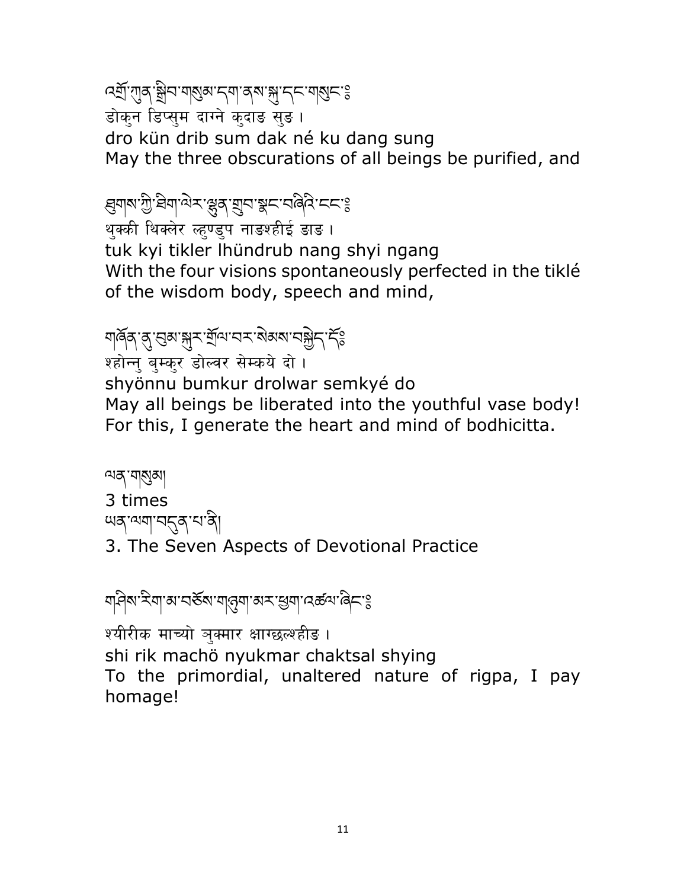འགྲོ་ཀུན་སྒྲིབ་གསུམ་དག་ནས་སྐུ་དང་གསུང་༔
डोकुन डिप्सुम दाग्ने कुदाङ सुङ ।
dro kün drib sum dak né ku dang sung
May the three obscurations of all beings be purified, and

ཐུགས་ཀྱི་ཐིག་ལེར་ལྷུན་གྲུབ་སྣང་བཞིའི་ངང་༔
थुक्की थिक्लेर ल्हुण्डुप नाङश्हीई ङाङ ।
tuk kyi tikler lhündrub nang shyi ngang
With the four visions spontaneously perfected in the tiklé of the wisdom body, speech and mind,

གཞོན་ནུ་བུམ་སྐུར་གྲོལ་བར་སེམས་བསྐྱེད་དོ༔
श्होन्नु बुम्कुर डोल्वर सेम्कये दो ।
shyönnu bumkur drolwar semkyé do
May all beings be liberated into the youthful vase body! For this, I generate the heart and mind of bodhicitta.

ལན་གསུམ།
3 times

ཡན་ལག་བདུན་པ་ནི།
3. The Seven Aspects of Devotional Practice

གཞིས་རིག་མ་བཅོས་གཉུག་མར་ཕྱག་འཚལ་ཞིང་༔
श्यीरीक माच्यो ञुक्मार क्षाग्छल्श्हीङ ।
shi rik machö nyukmar chaktsal shying
To the primordial, unaltered nature of rigpa, I pay homage!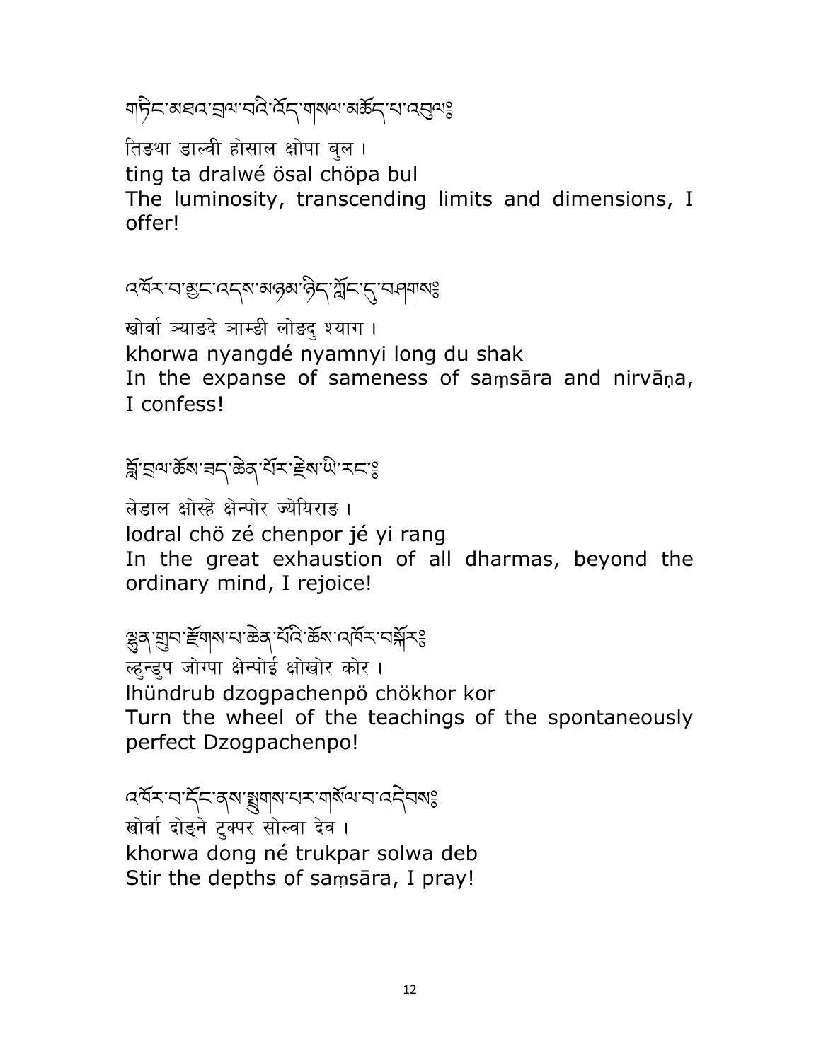གཏིང་མཐའ་བྲལ་བའི་འོད་གསལ་མཆོད་པ་འབུལ༔

तिङथा डाल्वी होसाल क्षोपा बुल ।

ting ta dralwé ösal chöpa bul

The luminosity, transcending limits and dimensions, I offer!

འཁོར་བ་མྱང་འདས་མཉམ་ཉིད་ཀློང་དུ་བཤགས༔

खोर्वा ञ्याङदे ञाम्ङी लोङदु श्याग ।

khorwa nyangdé nyamnyi long du shak

In the expanse of sameness of saṃsāra and nirvāṇa, I confess!

བློ་བྲལ་ཆོས་ཟད་ཆེན་པོར་རྗེས་ཡི་རང༔

लेडाल क्षोस्हे क्षेन्पोर ज्येयिराङ ।

lodral chö zé chenpor jé yi rang

In the great exhaustion of all dharmas, beyond the ordinary mind, I rejoice!

ལྷུན་གྲུབ་རྫོགས་པ་ཆེན་པོའི་ཆོས་འཁོར་བསྐོར༔

ल्हुन्डुप जोग्पा क्षेन्पोई क्षोखोर कोर ।

lhündrub dzogpachenpö chökhor kor

Turn the wheel of the teachings of the spontaneously perfect Dzogpachenpo!

འཁོར་བ་དོང་ནས་སྤྲུགས་པར་གསོལ་བ་འདེབས༔

खोर्वा दोङ्ने टुक्पर सोल्वा देव ।

khorwa dong né trukpar solwa deb

Stir the depths of saṃsāra, I pray!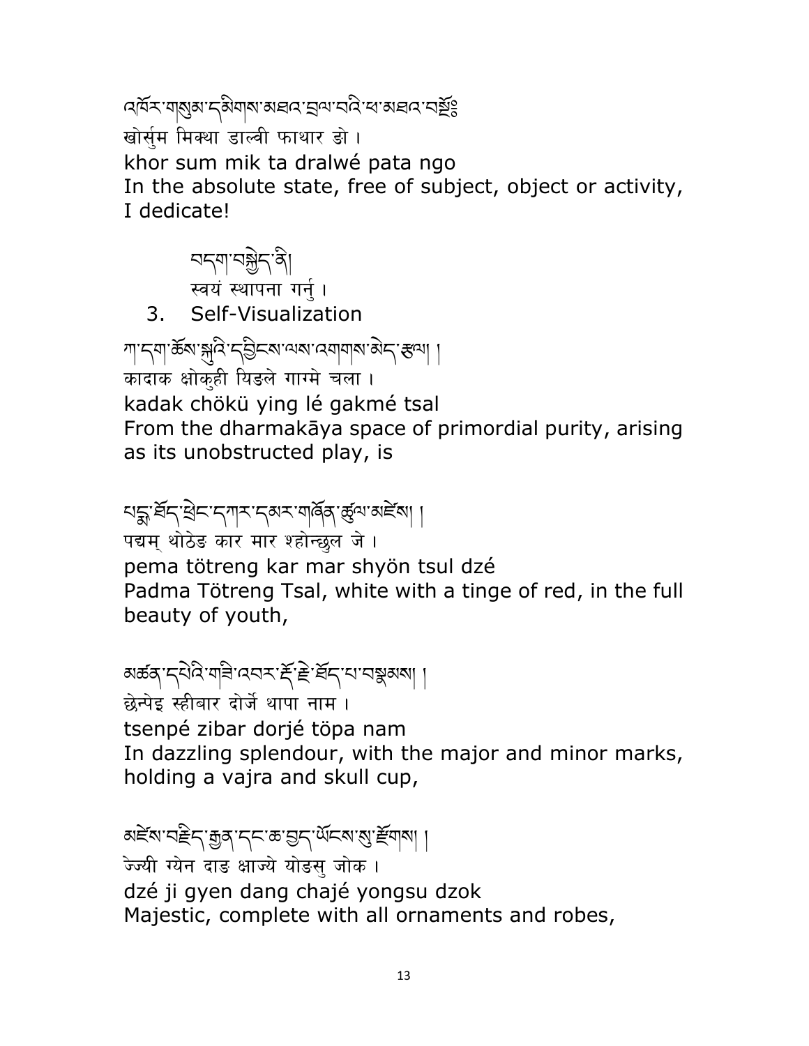འཁོར་གསུམ་དམིགས་མཐའ་བྲལ་བའི་ཕ་མཐར་བསྔོ༔

खोर्सुम मिक्था डाल्वी फाथार ङो ।

khor sum mik ta dralwé pata ngo

In the absolute state, free of subject, object or activity, I dedicate!

བདག་བསྐྱེད་ནི།

स्वयं स्थापना गर्नु ।

3. Self-Visualization

ཀ་དག་ཆོས་སྐུའི་དབྱིངས་ལས་འགག་མེད་རྩལ། །

कादाक क्षोकुही यिङले गाग्मे चला ।

kadak chökü ying lé gakmé tsal

From the dharmakāya space of primordial purity, arising as its unobstructed play, is

པདྨ་ཐོད་ཕྲེང་དཀར་དམར་གཞོན་ཚུལ་མཛེས། །

पद्मम् थोठेङ कार मार श्होन्छुल जे ।

pema tötreng kar mar shyön tsul dzé

Padma Tötreng Tsal, white with a tinge of red, in the full beauty of youth,

མཚན་དཔེའི་གཟི་འབར་རྡོ་རྗེ་ཐོད་པ་བསྣམས། །

छेन्पेइ स्हीबार दोर्जे थापा नाम ।

tsenpé zibar dorjé töpa nam

In dazzling splendour, with the major and minor marks, holding a vajra and skull cup,

མཛེས་བརྗིད་རྒྱན་དང་ཆ་བྱད་ཡོངས་སུ་རྫོགས། །

ज्ज्यी ग्येन दाङ क्षाज्ये योङसु जोक ।

dzé ji gyen dang chajé yongsu dzok

Majestic, complete with all ornaments and robes,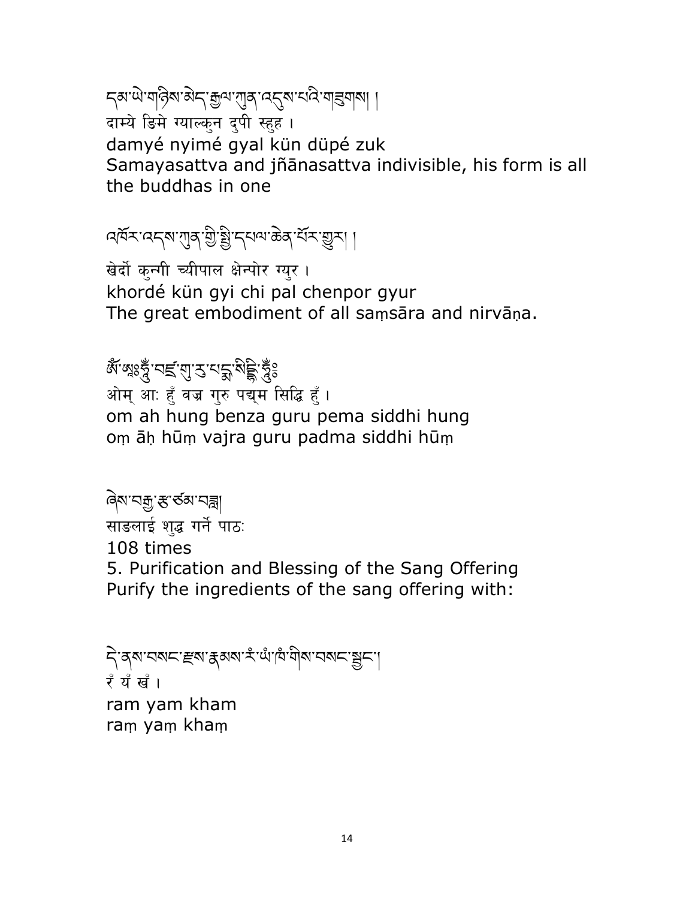དམ་ཡེ་གཉིས་མེད་རྒྱལ་ཀུན་འདུས་པའི་གཟུགས། །
दाम्ये ङिमे ग्याल्कुन दुपी स्हुह ।
damyé nyimé gyal kün düpé zuk
Samayasattva and jñānasattva indivisible, his form is all the buddhas in one

འཁོར་འདས་ཀུན་གྱི་སྤྱི་དཔལ་ཆེན་པོར་གྱུར། །
खेर्दो कुन्गी च्यीपाल क्षेन्पोर ग्युर ।
khordé kün gyi chi pal chenpor gyur
The great embodiment of all saṃsāra and nirvāṇa.

ཨོཾ་ཨཱཿཧཱུྃ་བཛྲ་གུ་རུ་པདྨ་སིདྡྷི་ཧཱུྃ༔
ओम् आः हुँ वज्र गुरु पद्म सिद्धि हुँ ।
om ah hung benza guru pema siddhi hung
oṃ āḥ hūṃ vajra guru padma siddhi hūṃ

ཞེས་བརྒྱ་རྩ་ཙམ་བཟླ།
साङलाई शुद्ध गर्ने पाठः
108 times
5. Purification and Blessing of the Sang Offering
Purify the ingredients of the sang offering with:

དེ་ནས་བསང་རྫས་རྣམས་རཾ་ཡཾ་ཁཾ་གིས་བསང་སྦྱང་།
रँ यँ खँ ।
ram yam kham
raṃ yaṃ khaṃ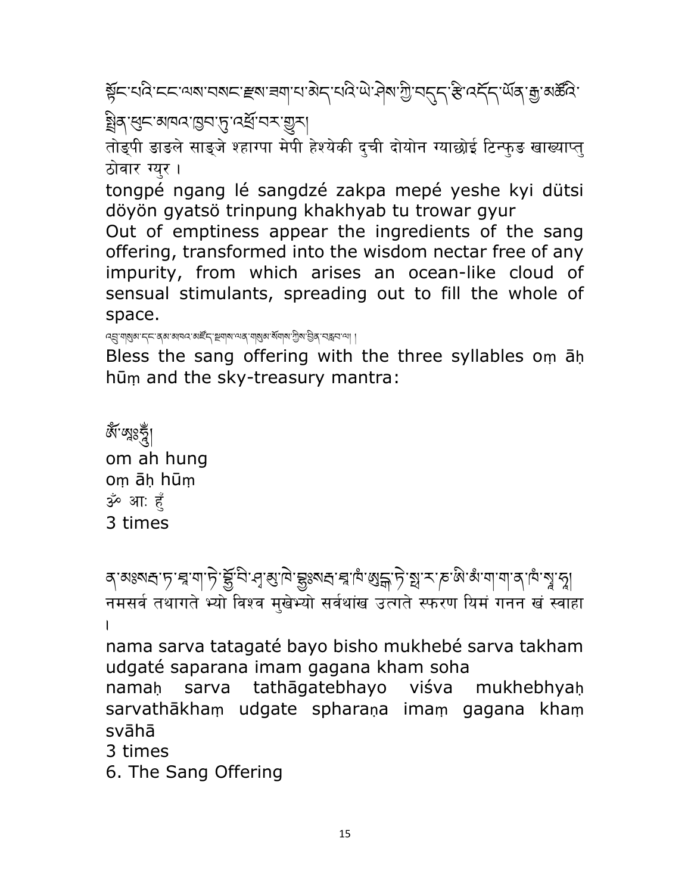སྟོང་པའི་ངང་ལས་བསང་རྫས་ཟག་པ་མེད་པའི་ཡེ་ཤེས་ཀྱི་བདུད་རྩི་འདོད་ཡོན་རྒྱ་མཚོའི་སྤྲིན་ཕུང་མཁའ་ཁྱབ་ཏུ་འགྲོ་བར་གྱུར།

तोङ्पी ङाङले साङ्जे श्हाग्पा मेपी हेश्येकी दुची दोयोन ग्याछोई टिन्फुङ खाख्याप्तु ठोवार ग्युर ।

tongpé ngang lé sangdzé zakpa mepé yeshe kyi dütsi döyön gyatsö trinpung khakhyab tu trowar gyur

Out of emptiness appear the ingredients of the sang offering, transformed into the wisdom nectar free of any impurity, from which arises an ocean-like cloud of sensual stimulants, spreading out to fill the whole of space.

འབྲུ་གསུམ་དང་ནམ་མཁའ་མཛོད་སྔགས་ལན་གསུམ་སོགས་ཀྱིས་བྱིན་བརླབ་ལ། །

Bless the sang offering with the three syllables oṃ āḥ hūṃ and the sky-treasury mantra:

ཨོཾ་ཨཱཿཧཱུྂ།

om ah hung

oṃ āḥ hūṃ

ॐ आः हुँ

3 times

ན་མཿསརྦ་ཏ་ཐཱ་ག་ཏེ་བྷྱོ་བི་ཤྭ་མུ་ཁེ་བྷྱཿསརྦ་ཐཱ་ཁཾ་ཨུདྒ་ཏེ་སྥ་ར་ཎ་ཨི་མཾ་ག་ག་ན་ཁཾ་སྭཱ་ཧཱ།

नमसर्व तथागते भ्यो विश्व मुखेभ्यो सर्वथांख उत्गते स्फरण यिमं गनन खं स्वाहा ।

nama sarva tatagaté bayo bisho mukhebé sarva takham udgaté saparana imam gagana kham soha

namaḥ sarva tathāgatebhayo viśva mukhebhyaḥ sarvathākhaṃ udgate spharaṇa imaṃ gagana khaṃ svāhā

3 times

6. The Sang Offering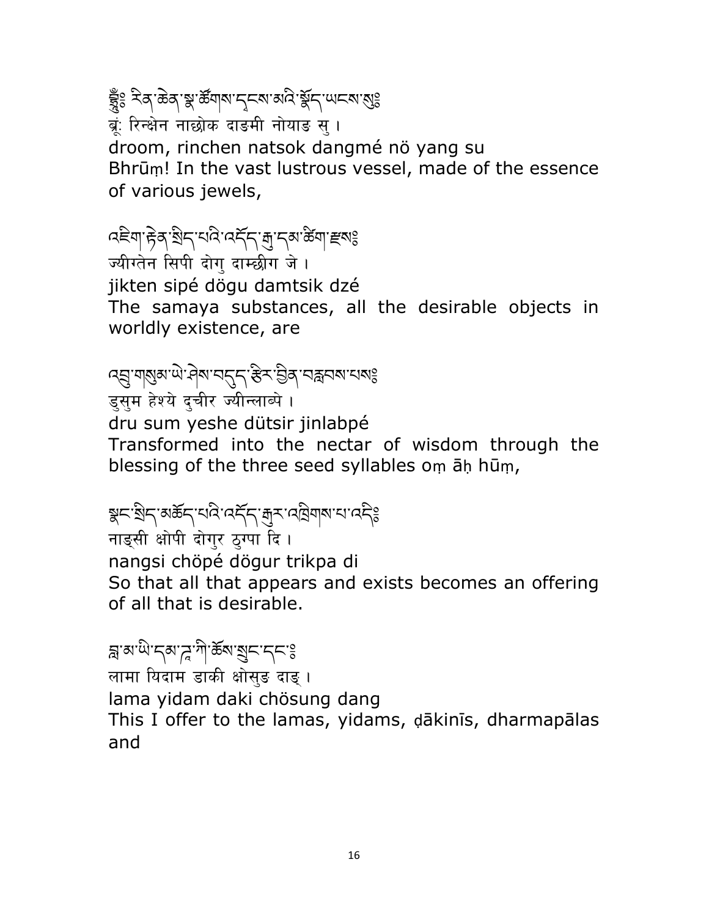བྷྲཱུྃ༔ རིན་ཆེན་སྣ་ཚོགས་དྭངས་མའི་སྣོད་ཡངས་སུ༔
ब्रूं: रिन्क्षेन नाछोक दाङमी नोयाङ सु ।
droom, rinchen natsok dangmé nö yang su
Bhrūṃ! In the vast lustrous vessel, made of the essence of various jewels,

འཇིག་རྟེན་སྲིད་པའི་འདོད་རྒུ་དམ་ཚིག་རྫས༔
ज्यीग्तेन सिपी दोगु दाम्छीग जे ।
jikten sipé dögu damtsik dzé
The samaya substances, all the desirable objects in worldly existence, are

འབྲུ་གསུམ་ཡེ་ཤེས་བདུད་རྩིར་བྱིན་བརླབས་པས༔
डुसुम हेश्ये दुचीर ज्यीन्लाब्पे ।
dru sum yeshe dütsir jinlabpé
Transformed into the nectar of wisdom through the blessing of the three seed syllables oṃ āḥ hūṃ,

སྣང་སྲིད་མཆོད་པའི་འདོད་རྒུར་འཁྲིགས་པ་འདི༔
नाङ्सी क्षोपी दोगुर ठ्ग्पा दि ।
nangsi chöpé dögur trikpa di
So that all that appears and exists becomes an offering of all that is desirable.

བླ་མ་ཡི་དམ་ཌཱ་ཀི་ཆོས་སྲུང་དང་༔
लामा यिदाम डाकी क्षोसुङ दाङ् ।
lama yidam daki chösung dang
This I offer to the lamas, yidams, ḍākinīs, dharmapālas and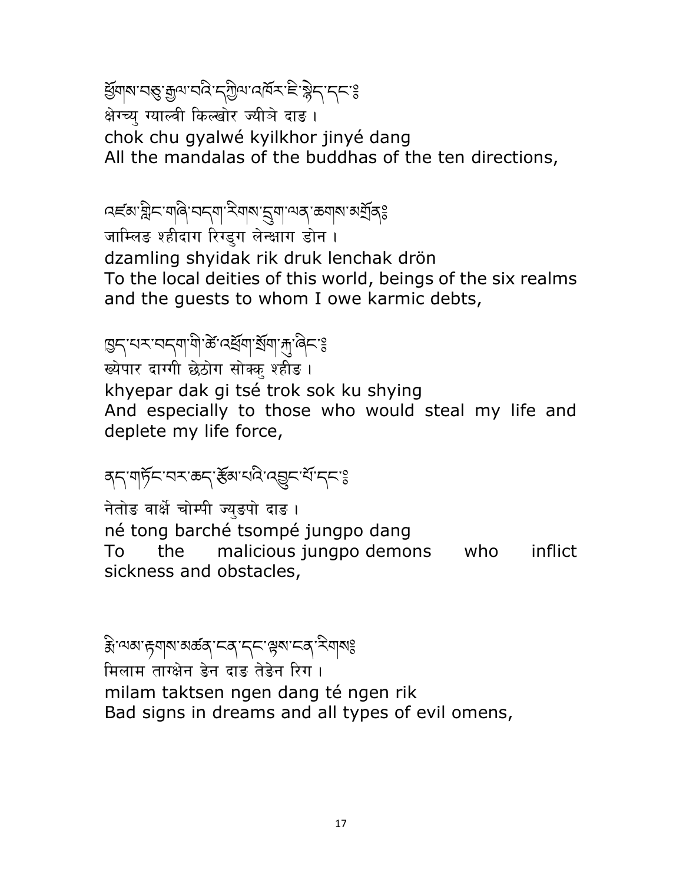ཕྱོགས་བཅུ་རྒྱལ་བའི་དཀྱིལ་འཁོར་ཇི་སྙེད་དང་༔
क्षेग्च्यु ग्याल्वी किल्खोर ज्यीञे दाङ ।
chok chu gyalwé kyilkhor jinyé dang
All the mandalas of the buddhas of the ten directions,

འཛམ་གླིང་གཞི་བདག་རིགས་དྲུག་ལན་ཆགས་མགྲོན༔
जाम्लिङ श्हीदाग रिग्ड्रुग लेन्क्षाग ड्रोन ।
dzamling shyidak rik druk lenchak drön
To the local deities of this world, beings of the six realms and the guests to whom I owe karmic debts,

ཁྱད་པར་བདག་གི་ཚེ་འཕྲོག་སྲོག་རྐུ་ཞིང་༔
ख्येपार दाग्गी छेठोग सोक्कु श्हीङ ।
khyepar dak gi tsé trok sok ku shying
And especially to those who would steal my life and deplete my life force,

ནད་གཏོང་བར་ཆད་རྩོམ་པའི་འབྱུང་པོ་དང་༔
नेतोङ वार्क्षे चोम्पी ज्युङपो दाङ ।
né tong barché tsompé jungpo dang
To the malicious jungpo demons who inflict sickness and obstacles,

རྨི་ལམ་ལྟགས་མཚན་ངན་དང་ལྟས་ངན་རིགས༔
मिलाम ताग्क्षेन ङेन दाङ तेङेन रिग ।
milam taktsen ngen dang té ngen rik
Bad signs in dreams and all types of evil omens,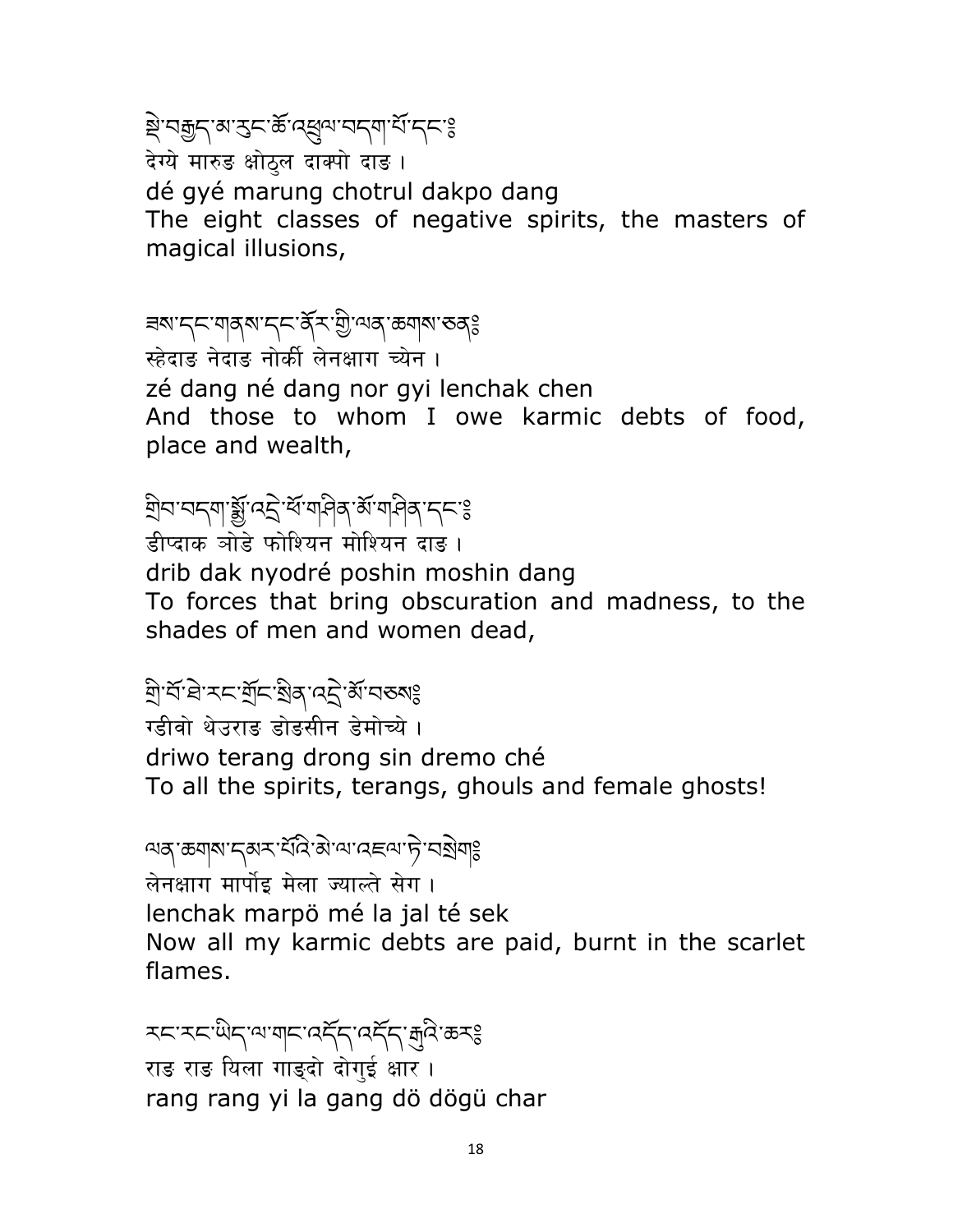སྡེ་བརྒྱད་མ་རུང་ཆོ་འཕྲུལ་བདག་པོ་དང་༔

देग्ये मारुङ क्षोठुल दाक्पो दाङ ।

dé gyé marung chotrul dakpo dang

The eight classes of negative spirits, the masters of magical illusions,

ཟས་དང་གནས་དང་ནོར་གྱི་ལན་ཆགས་ཅན༔

स्हेदाङ नेदाङ नोर्की लेनक्षाग च्येन ।

zé dang né dang nor gyi lenchak chen

And those to whom I owe karmic debts of food, place and wealth,

གྲིབ་བདག་སྨྱོ་འདྲེ་ཕོ་གཤིན་མོ་གཤིན་དང་༔

डीप्दाक ञोडे फोश्यिन मोश्यिन दाङ ।

drib dak nyodré poshin moshin dang

To forces that bring obscuration and madness, to the shades of men and women dead,

གྲི་བོ་ཐེ་རང་གྲོང་སྲིན་འདྲེ་མོ་བཅས༔

ग्डीवो थेउराङ डोङसीन डेमोच्ये ।

driwo terang drong sin dremo ché

To all the spirits, terangs, ghouls and female ghosts!

ལན་ཆགས་དམར་པོའི་མེ་ལ་འཇལ་ཏེ་བསྲེག༔

लेनक्षाग मार्पोइ मेला ज्याल्ते सेग ।

lenchak marpö mé la jal té sek

Now all my karmic debts are paid, burnt in the scarlet flames.

རང་རང་ཡིད་ལ་གང་འདོད་འདོད་རྒུའི་ཆར༔

राङ राङ यिला गाङ्दो दोगुई क्षार ।

rang rang yi la gang dö dögü char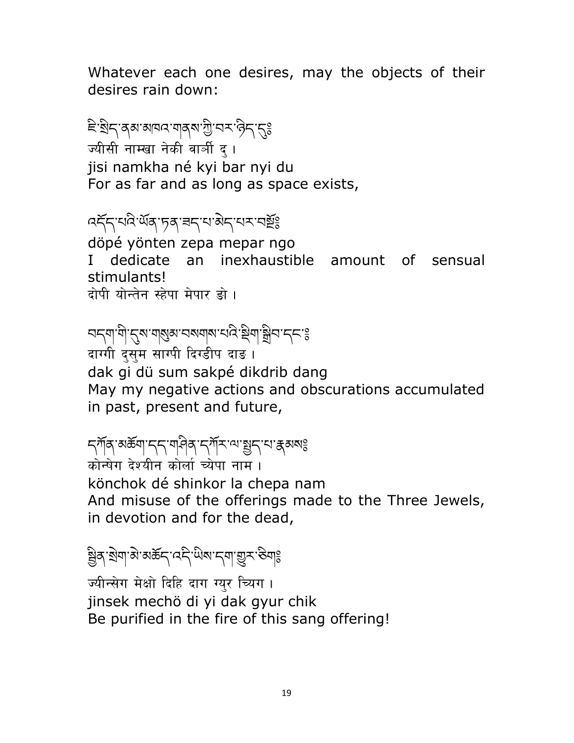Whatever each one desires, may the objects of their desires rain down:

ཇི་སྲིད་ནམ་མཁའ་གནས་ཀྱི་བར་ཉིད་དུ༔
ज्यीसी नाम्खा नेकी वार्नी दु ।
jisi namkha né kyi bar nyi du
For as far and as long as space exists,

འདོད་པའི་ཡོན་ཏན་ཟད་པ་མེད་པར་བསྔོ༔
döpé yönten zepa mepar ngo
I dedicate an inexhaustible amount of sensual stimulants!
दोपी योन्तेन स्हेपा मेपार ङो ।

བདག་གི་དུས་གསུམ་བསགས་པའི་སྡིག་སྒྲིབ་དང་༔
दाग्गी दुसुम साग्पी दिग्डीप दाङ ।
dak gi dü sum sakpé dikdrib dang
May my negative actions and obscurations accumulated in past, present and future,

དཀོན་མཆོག་དད་གཤིན་དཀོར་ལ་སྤྱད་པ་རྣམས༔
कोन्चेग देश्यीन कोर्ला च्येपा नाम ।
könchok dé shinkor la chepa nam
And misuse of the offerings made to the Three Jewels, in devotion and for the dead,

སྦྱིན་སྲེག་མེ་མཆོད་འདི་ཡིས་དག་གྱུར་ཅིག༔
ज्यीन्सेग मेक्षो दिहि दाग ग्युर च्यिग ।
jinsek mechö di yi dak gyur chik
Be purified in the fire of this sang offering!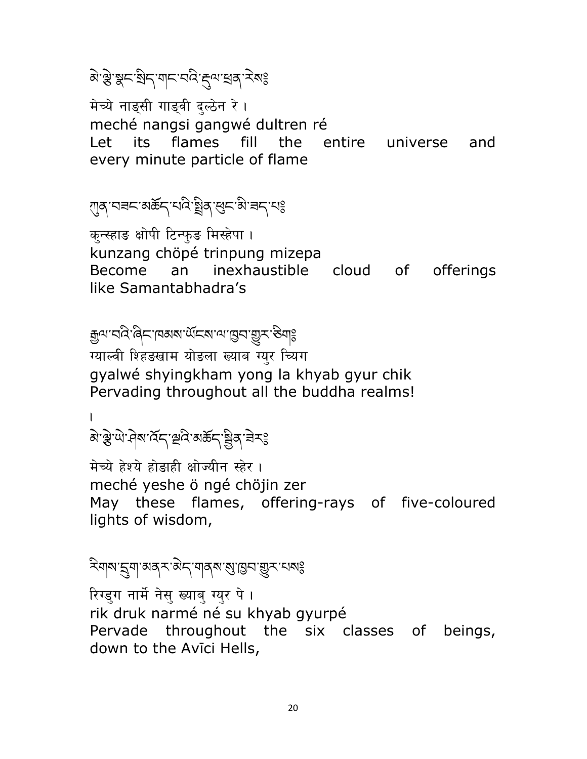མེ་ལྕེ་སྣང་སྲིད་གང་བའི་རྡུལ་ཕྲན་རེས༔

मेच्ये नाङ्सी गाङ्वी दुल्ठेन रे ।

meché nangsi gangwé dultren ré

Let its flames fill the entire universe and every minute particle of flame

ཀུན་བཟང་མཆོད་པའི་སྤྲིན་ཕུང་མི་ཟད་པ༔

कुन्स्हाङ क्षोपी टिन्फुङ मिस्हेपा ।

kunzang chöpé trinpung mizepa

Become an inexhaustible cloud of offerings like Samantabhadra's

རྒྱལ་བའི་ཞིང་ཁམས་ཡོངས་ལ་ཁྱབ་གྱུར་ཅིག༔

ग्याल्वी शिहङखाम योङला ख्याब ग्युर च्यिग

gyalwé shyingkham yong la khyab gyur chik

Pervading throughout all the buddha realms!

།

མེ་ལྕེ་ཡེ་ཤེས་འོད་ལྔའི་མཆོད་སྤྲིན་ཟེར༔

मेच्ये हेश्ये होङाही क्षोज्यीन स्हेर ।

meché yeshe ö ngé chöjin zer

May these flames, offering-rays of five-coloured lights of wisdom,

རིགས་དྲུག་མནར་མེད་གནས་སུ་ཁྱབ་གྱུར་པས༔

रिगड्ग नार्मे नेसु ख्याबु ग्युर पे ।

rik druk narmé né su khyab gyurpé

Pervade throughout the six classes of beings, down to the Avīci Hells,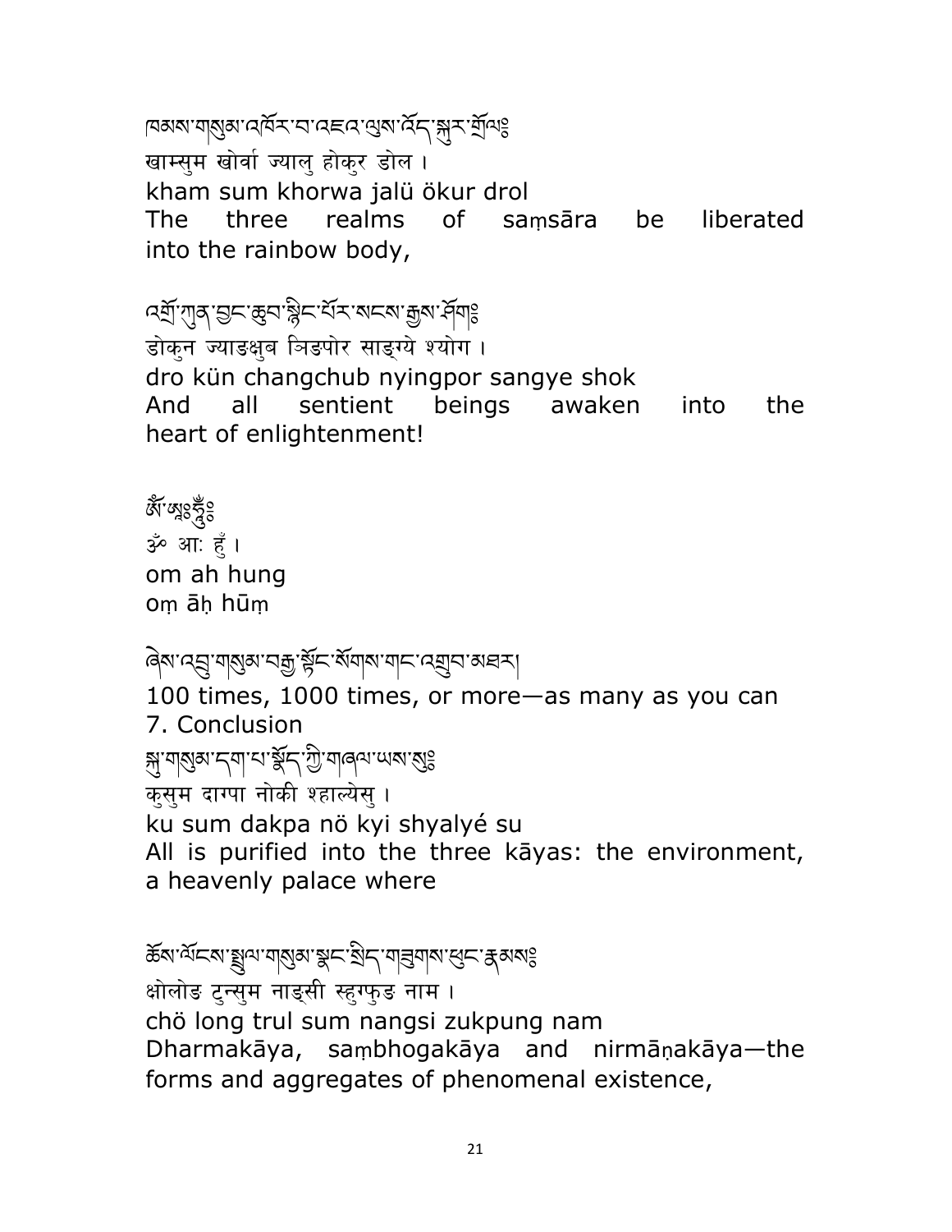ཁམས་གསུམ་འཁོར་བ་འཇའ་ལུས་འོད་སྐུར་གྲོལ༔
खाम्सुम खोर्वा ज्यालु होकुर डोल ।
kham sum khorwa jalü ökur drol
The three realms of saṃsāra be liberated into the rainbow body,

འགྲོ་ཀུན་བྱང་ཆུབ་སྙིང་པོར་སངས་རྒྱས་ཤོག༔
डोकुन ज्याङक्षुब ञिङपोर साङ्ग्ये श्योग ।
dro kün changchub nyingpor sangye shok
And all sentient beings awaken into the heart of enlightenment!

ཨོཾ་ཨཱཿཧཱུྃ༔
ॐ आः हुँ ।
om ah hung
oṃ āḥ hūṃ

ཞེས་འབུམ་གསུམ་བརྒྱ་སྟོང་སོགས་གང་འགྲུབ་མཐར།
100 times, 1000 times, or more—as many as you can

7. Conclusion

སྐུ་གསུམ་དག་པ་སྣོད་ཀྱི་གཞལ་ཡས་སུ༔
कुसुम दाग्पा नोकी श्हाल्येसु ।
ku sum dakpa nö kyi shyalyé su
All is purified into the three kāyas: the environment, a heavenly palace where

ཆོས་ལོངས་སྤྲུལ་གསུམ་སྣང་སྲིད་གཟུགས་ཕུང་རྣམས༔
क्षोलोङ ट्रुन्सुम नाङ्सी स्हुग्फुङ नाम ।
chö long trul sum nangsi zukpung nam
Dharmakāya, saṃbhogakāya and nirmāṇakāya—the forms and aggregates of phenomenal existence,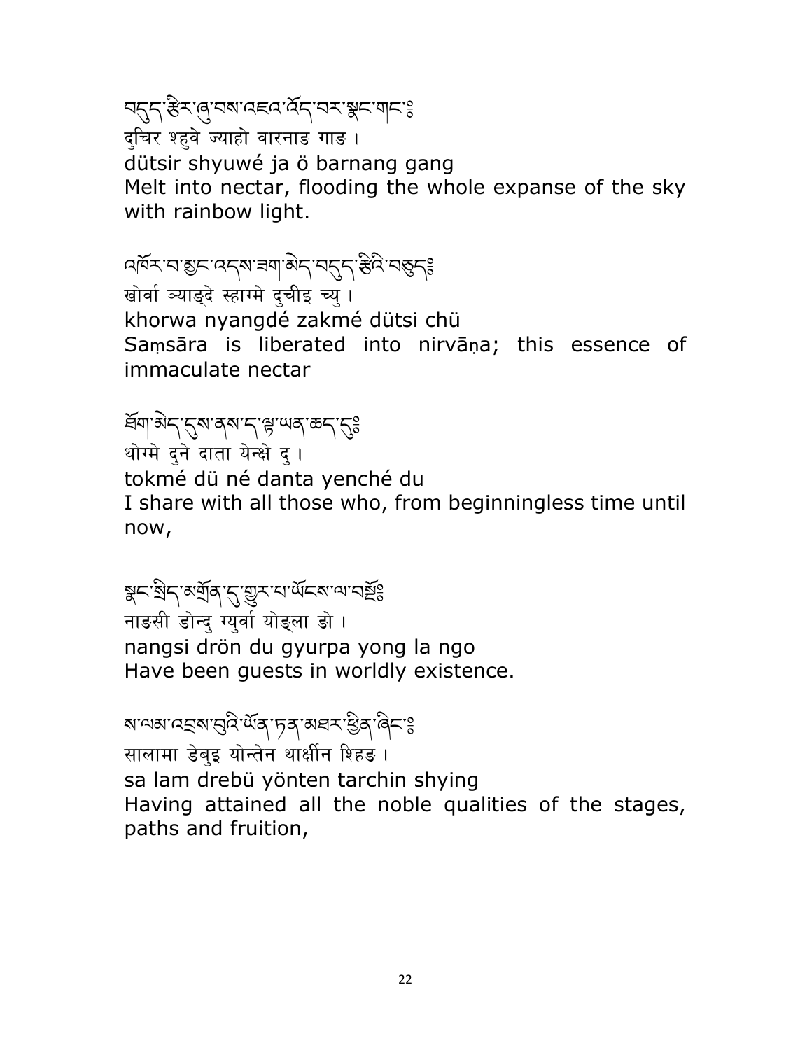བདུད་རྩིར་ཞུ་བས་འཇའ་འོད་བར་སྣང་གང་༔
दुचिर श्हुवे ज्याहो वारनाङ गाङ ।
dütsir shyuwé ja ö barnang gang
Melt into nectar, flooding the whole expanse of the sky with rainbow light.

འཁོར་བ་ཉུང་འདས་ཟག་མེད་བདུད་རྩིའི་བཅུད༔
खोर्वा ञ्याङ्दे स्हाग्मे दुचीइ च्यु ।
khorwa nyangdé zakmé dütsi chü
Saṃsāra is liberated into nirvāṇa; this essence of immaculate nectar

ཐོག་མེད་དུས་ནས་ད་ལྟ་ཡན་ཆད་དུ༔
थोग्मे दुने दाता येन्क्षे दु ।
tokmé dü né danta yenché du
I share with all those who, from beginningless time until now,

སྣང་སྲིད་མགྲོན་དུ་གྱུར་པ་ཡོངས་ལ་བསྔོ༔
नाङसी डोन्दु ग्युर्वा योङ्ला ङो ।
nangsi drön du gyurpa yong la ngo
Have been guests in worldly existence.

ས་ལམ་འབྲས་བུའི་ཡོན་ཏན་མཐར་ཕྱིན་ཞིང་༔
सालामा डेबुइ योन्तेन थार्क्षीन शिहङ ।
sa lam drebü yönten tarchin shying
Having attained all the noble qualities of the stages, paths and fruition,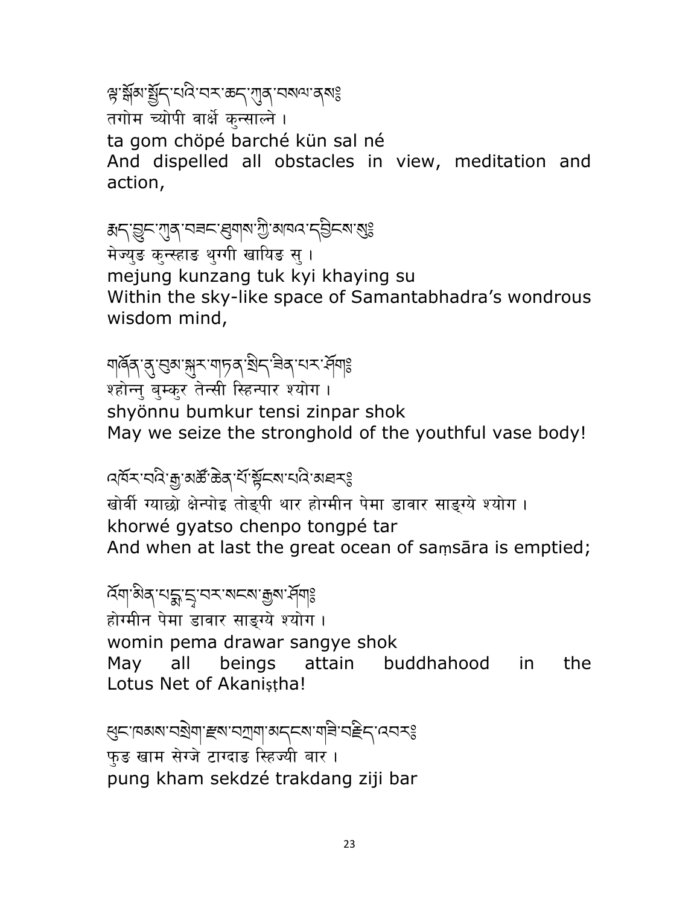ལྟ་སྒོམ་སྤྱོད་པའི་བར་ཆད་ཀུན་བསལ་ནས༔
तगोम च्योपी वार्क्षे कुन्साल्ने ।
ta gom chöpé barché kün sal né
And dispelled all obstacles in view, meditation and action,

རྨད་བྱུང་ཀུན་བཟང་ཐུགས་ཀྱི་མཁའ་དབྱིངས་སུ༔
मेज्युङ कुन्स्हाङ थुग्गी खायिङ सु ।
mejung kunzang tuk kyi khaying su
Within the sky-like space of Samantabhadra's wondrous wisdom mind,

གཞོན་ནུ་བུམ་སྐུར་གཏན་སྲིད་ཟིན་པར་ཤོག༔
श्होन्नु बुम्कुर तेन्सी स्हिन्पार श्योग ।
shyönnu bumkur tensi zinpar shok
May we seize the stronghold of the youthful vase body!

འཁོར་བའི་རྒྱ་མཚོ་ཆེན་པོ་སྟོངས་པའི་མཐར༔
खोर्वी ग्याछो क्षेन्पोइ तोङ्पी थार होग्मीन पेमा डावार साङ्ग्ये श्योग ।
khorwé gyatso chenpo tongpé tar
And when at last the great ocean of saṃsāra is emptied;

འོག་མིན་པདྨ་དྲ་བར་སངས་རྒྱས་ཤོག༔
होग्मीन पेमा डावार साङ्ग्ये श्योग ।
womin pema drawar sangye shok
May all beings attain buddhahood in the Lotus Net of Akaniṣṭha!

ཕུང་ཁམས་བསྲེག་རྫས་བཀྲག་མདངས་གཟི་བརྗིད་འབར༔
फुङ खाम सेग्जे टाग्दाङ स्हिज्यी बार ।
pung kham sekdzé trakdang ziji bar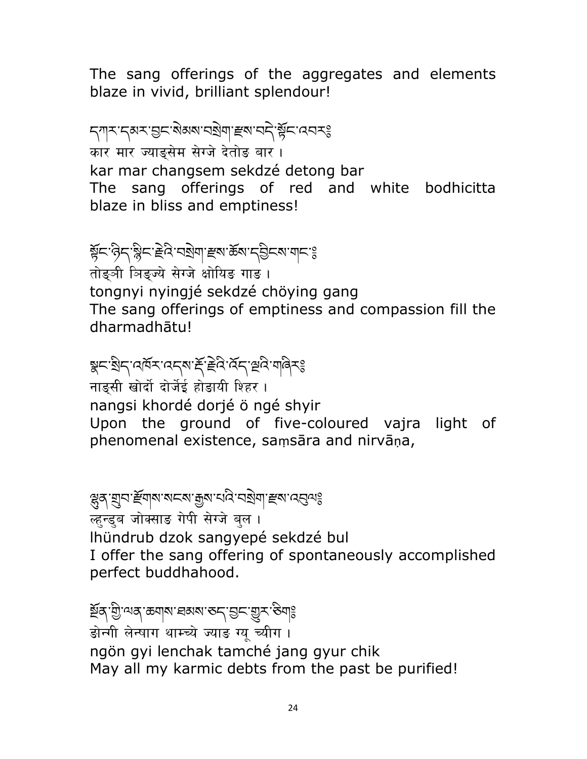The sang offerings of the aggregates and elements blaze in vivid, brilliant splendour!

དཀར་དམར་བྱང་སེམས་བསྲེག་རྫས་བདེ་སྟོང་འབར༔

कार मार ज्याङ्सेम सेग्जे देतोङ बार ।

kar mar changsem sekdzé detong bar

The sang offerings of red and white bodhicitta blaze in bliss and emptiness!

སྟོང་ཉིད་སྙིང་རྗེའི་བསྲེག་རྫས་ཆོས་དབྱིངས་གང་༔

तोङ्ञी ञिङ्ज्ये सेग्जे क्षोयिङ गाङ ।

tongnyi nyingjé sekdzé chöying gang

The sang offerings of emptiness and compassion fill the dharmadhātu!

སྣང་སྲིད་འཁོར་འདས་རྡོ་རྗེའི་འོད་ལྔའི་གཞིར༔

नाङ्सी खोर्दो दोर्जेई होङायी शिहर ।

nangsi khordé dorjé ö ngé shyir

Upon the ground of five-coloured vajra light of phenomenal existence, saṃsāra and nirvāṇa,

ལྷུན་གྲུབ་རྫོགས་སངས་རྒྱས་པའི་བསྲེག་རྫས་འབུལ༔

ल्हुन्डुब जोक्साङ गेपी सेग्जे बुल ।

lhündrub dzok sangyepé sekdzé bul

I offer the sang offering of spontaneously accomplished perfect buddhahood.

སྔོན་གྱི་ལན་ཆགས་ཐམས་ཅད་བྱང་གྱུར་ཅིག༔

ङोन्गी लेन्षाग थाम्च्ये ज्याङ ग्यू च्यीग ।

ngön gyi lenchak tamché jang gyur chik

May all my karmic debts from the past be purified!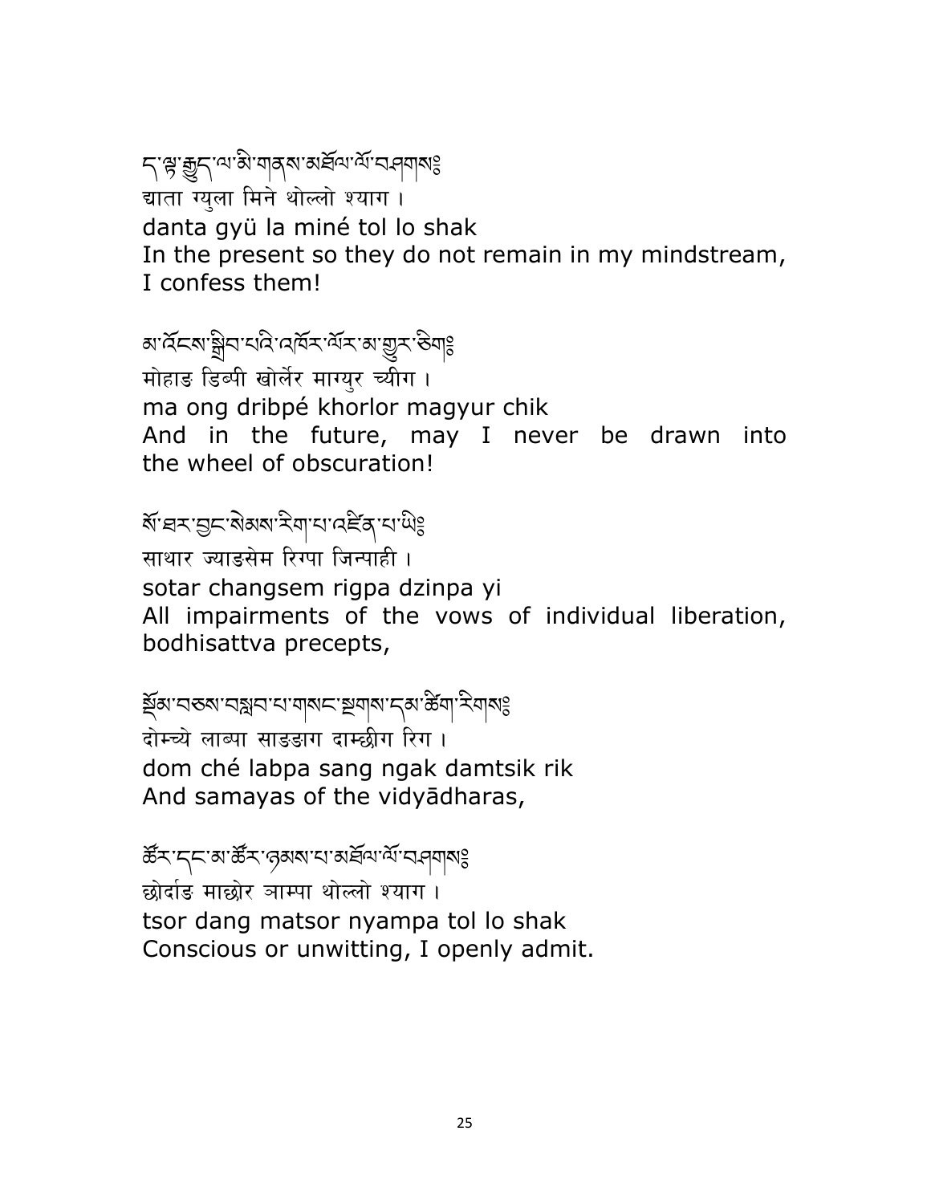ད་ལྟ་རྒྱུད་ལ་མི་གནས་མཐོལ་ལོ་བཤགས༔
द्याता ग्युला मिने थोल्लो श्याग ।
danta gyü la miné tol lo shak
In the present so they do not remain in my mindstream, I confess them!

མ་འོངས་སྒྲིབ་པའི་འཁོར་ལོར་མ་གྱུར་ཅིག༔
मोहाङ डिब्पी खोर्लेर माग्युर च्यीग ।
ma ong dribpé khorlor magyur chik
And in the future, may I never be drawn into the wheel of obscuration!

སོ་ཐར་བྱང་སེམས་རིག་པ་འཛིན་པ་ཡི༔
साथार ज्याङसेम रिग्पा जिन्पाही ।
sotar changsem rigpa dzinpa yi
All impairments of the vows of individual liberation, bodhisattva precepts,

སྡོམ་བཅས་བསླབ་པ་གསང་སྔགས་དམ་ཚིག་རིགས༔
दोम्च्ये लाब्पा साङङाग दाम्छीग रिग ।
dom ché labpa sang ngak damtsik rik
And samayas of the vidyādharas,

ཚོར་དང་མ་ཚོར་ཉམས་པ་མཐོལ་ལོ་བཤགས༔
छोर्दाङ माछोर ञाम्पा थोल्लो श्याग ।
tsor dang matsor nyampa tol lo shak
Conscious or unwitting, I openly admit.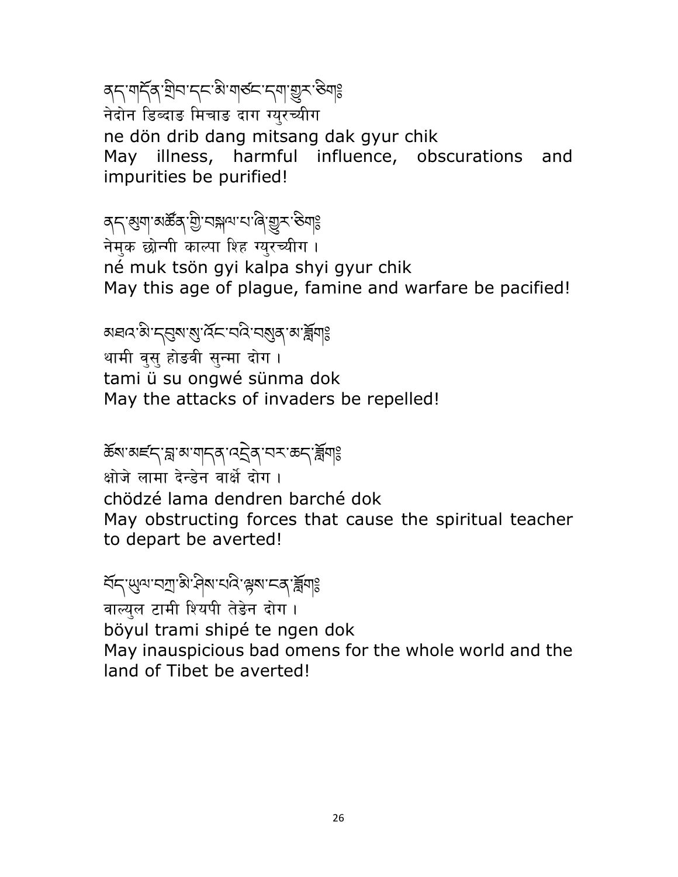ནད་གདོན་སྒྲིབ་དང་མི་གཙང་དག་གྱུར་ཅིག༔
नेदोन डिब्दाङ मिचाङ दाग ग्युरच्यीग
ne dön drib dang mitsang dak gyur chik
May illness, harmful influence, obscurations and impurities be purified!

ནད་མུག་མཚོན་གྱི་བསྐལ་པ་ཞི་གྱུར་ཅིག༔
नेमुक छोन्गी काल्पा शिह ग्युरच्यीग ।
né muk tsön gyi kalpa shyi gyur chik
May this age of plague, famine and warfare be pacified!

མཐའ་མི་དབུས་སུ་འོང་བའི་བསུན་མ་ཟློག༔
थामी वुसु होङवी सुन्मा दोग ।
tami ü su ongwé sünma dok
May the attacks of invaders be repelled!

ཆོས་མཛད་བླ་མ་གདན་འདྲེན་བར་ཆད་ཟློག༔
क्षोजे लामा देन्डेन वार्क्षे दोग ।
chödzé lama dendren barché dok
May obstructing forces that cause the spiritual teacher to depart be averted!

བོད་ཡུལ་བཀྲ་མི་ཤིས་པའི་ལྟས་ངན་ཟློག༔
वाल्युल टामी शियपी तेङेन दोग ।
böyul trami shipé te ngen dok
May inauspicious bad omens for the whole world and the land of Tibet be averted!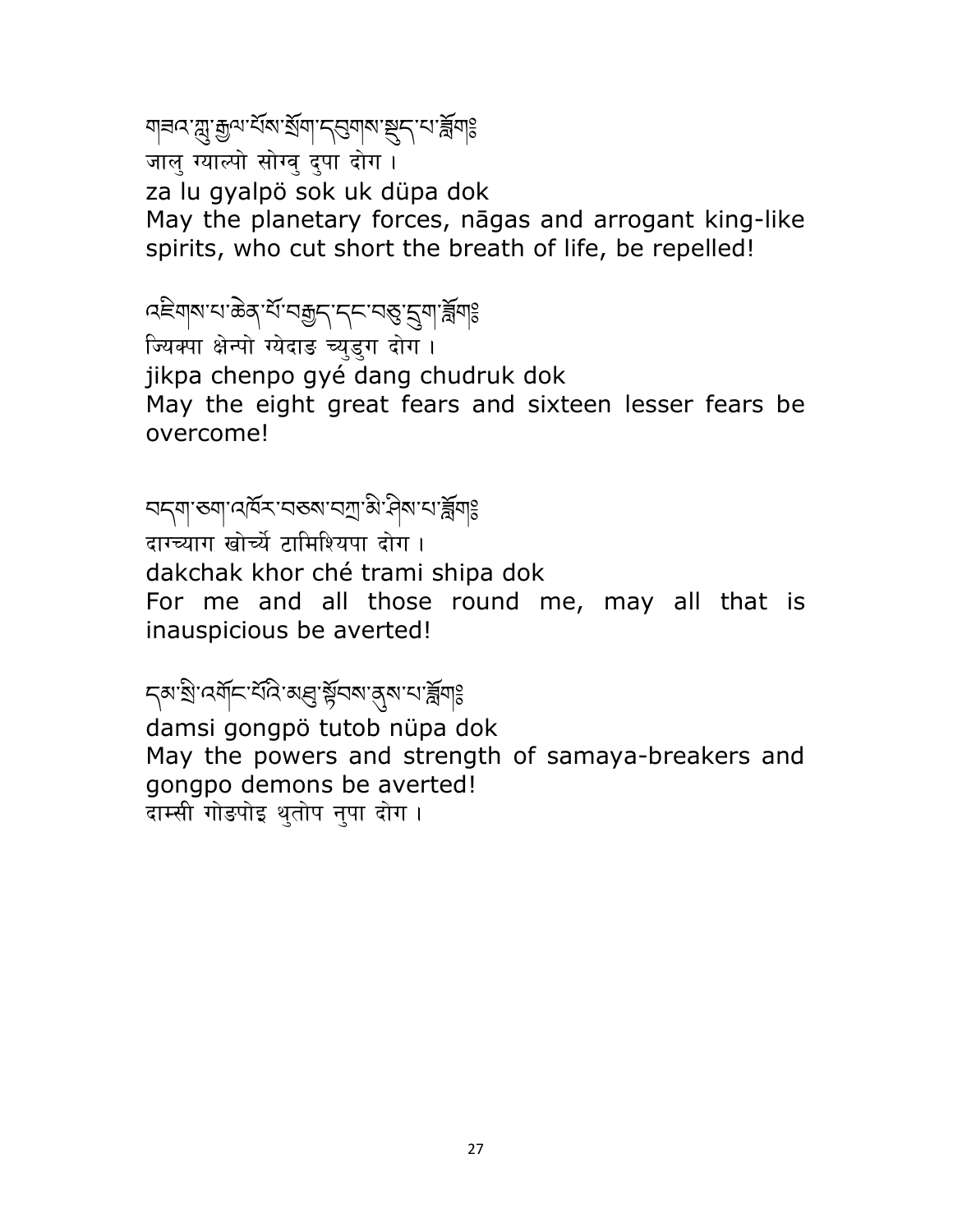གཟའ་ཀླུ་རྒྱལ་པོས་སྲོག་དབུགས་སྡུད་པ་ཟློག༔

जालु ग्याल्पो सोग्वु दुपा दोग ।

za lu gyalpö sok uk düpa dok

May the planetary forces, nāgas and arrogant king-like spirits, who cut short the breath of life, be repelled!

འཇིགས་པ་ཆེན་པོ་བརྒྱད་དང་བཅུ་དྲུག་ཟློག༔

ज्यिक्पा क्षेन्पो ग्येदाङ च्युड्ग दोग ।

jikpa chenpo gyé dang chudruk dok

May the eight great fears and sixteen lesser fears be overcome!

བདག་ཅག་འཁོར་བཅས་བཀྲ་མི་ཤིས་པ་ཟློག༔

दाग्च्याग खोर्च्ये टामिश्यिपा दोग ।

dakchak khor ché trami shipa dok

For me and all those round me, may all that is inauspicious be averted!

དམ་སྲི་འགོང་པོའི་མཐུ་སྟོབས་ནུས་པ་ཟློག༔

damsi gongpö tutob nüpa dok

May the powers and strength of samaya-breakers and gongpo demons be averted!

दाम्सी गोङपोइ थुतोप नुपा दोग ।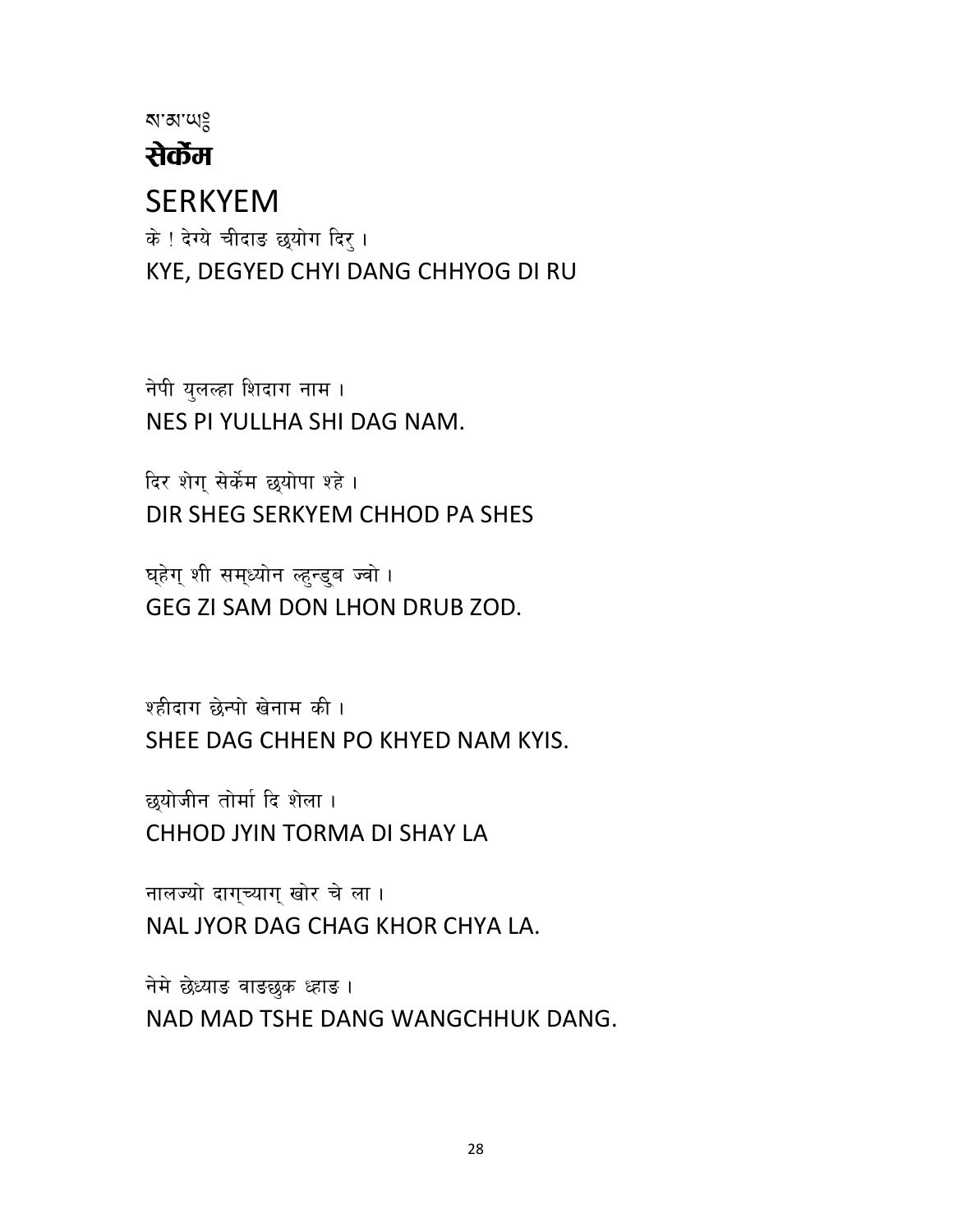ས་མ་ཡཿ

# सेर्केम

# SERKYEM

के ! देग्ये चीदाङ छ्योग दिरु ।

KYE, DEGYED CHYI DANG CHHYOG DI RU

नेपी युलल्हा शिदाग नाम ।

NES PI YULLHA SHI DAG NAM.

दिर शेग् सेर्केम छ्योपा श्हे ।

DIR SHEG SERKYEM CHHOD PA SHES

घ्हेग् शी सम्ध्योन ल्हुन्डुब ज्वो ।

GEG ZI SAM DON LHON DRUB ZOD.

श्हीदाग छेन्पो खेनाम की ।

SHEE DAG CHHEN PO KHYED NAM KYIS.

छ्योजीन तोर्मा दि शेला ।

CHHOD JYIN TORMA DI SHAY LA

नालज्यो दाग्च्याग् खोर चे ला ।

NAL JYOR DAG CHAG KHOR CHYA LA.

नेमे छेध्याङ वाङछुक ध्हाङ ।

NAD MAD TSHE DANG WANGCHHUK DANG.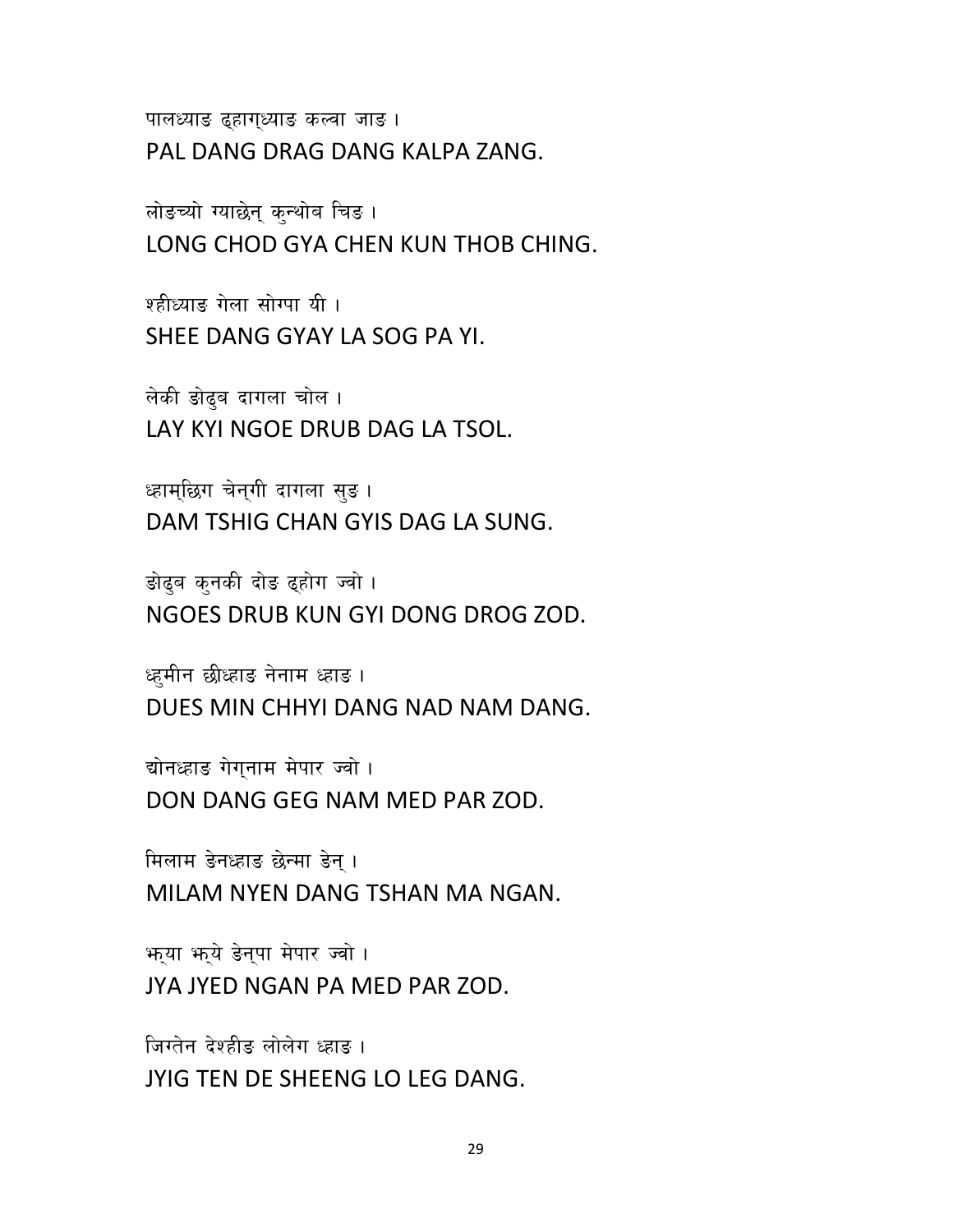पालध्याङ ढ्हागध्याङ कल्वा जाङ ।
PAL DANG DRAG DANG KALPA ZANG.

लोङच्यो ग्याछेन् कुन्थोब चिङ ।
LONG CHOD GYA CHEN KUN THOB CHING.

श्हीध्याङ गेला सोग्पा यी ।
SHEE DANG GYAY LA SOG PA YI.

लेकी ङोढुब दागला चोल ।
LAY KYI NGOE DRUB DAG LA TSOL.

ध्हाम्छिग चेन्गी दागला सुङ ।
DAM TSHIG CHAN GYIS DAG LA SUNG.

ङोढुब कुनकी दोङ ढ्होग ज्वो ।
NGOES DRUB KUN GYI DONG DROG ZOD.

ध्हुमीन छीध्हाङ नेनाम ध्हाङ ।
DUES MIN CHHYI DANG NAD NAM DANG.

द्योनध्हाङ गेग्नाम मेपार ज्वो ।
DON DANG GEG NAM MED PAR ZOD.

मिलाम ङेनध्हाङ छेन्मा ङेन् ।
MILAM NYEN DANG TSHAN MA NGAN.

झ्या झ्ये ङेन्पा मेपार ज्वो ।
JYA JYED NGAN PA MED PAR ZOD.

जिग्तेन देश्हीङ लोलेग ध्हाङ ।
JYIG TEN DE SHEENG LO LEG DANG.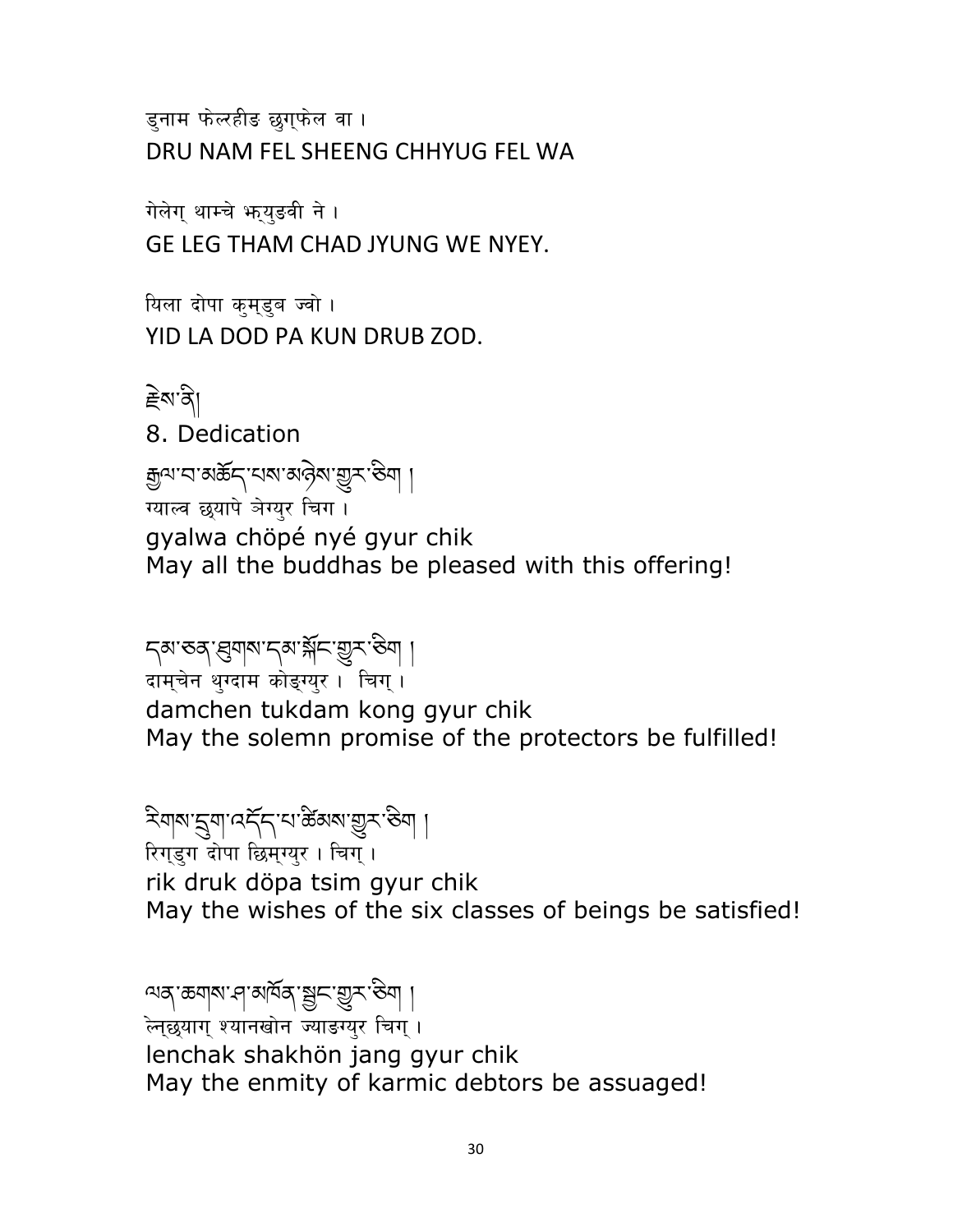डुनाम फेल्रहीङ छुग्फेल वा ।
DRU NAM FEL SHEENG CHHYUG FEL WA

गेलेग् थाम्चे भ्युङवी ने ।
GE LEG THAM CHAD JYUNG WE NYEY.

यिला दोपा कुम्डुब ज्वो ।
YID LA DOD PA KUN DRUB ZOD.

བྔོས་ནི།
8. Dedication

རྒྱལ་བ་མཆོད་པས་མཉེས་གྱུར་ཅིག །
ग्याल्व छ्यापे ञेग्युर चिग ।
gyalwa chöpé nyé gyur chik
May all the buddhas be pleased with this offering!

དམ་ཅན་ཐུགས་དམ་སྐོང་གྱུར་ཅིག །
दाम्चेन थुग्दाम कोङ्ग्युर । चिग् ।
damchen tukdam kong gyur chik
May the solemn promise of the protectors be fulfilled!

རིགས་དྲུག་འདོད་པ་ཚིམས་གྱུར་ཅིག །
रिग्डुग दोपा छिम्ग्युर । चिग् ।
rik druk döpa tsim gyur chik
May the wishes of the six classes of beings be satisfied!

ལན་ཆགས་ཞ་མགོན་སྦྱང་གྱུར་ཅིག །
लेन्छ्याग् श्यानखोन ज्याङग्युर चिग् ।
lenchak shakhön jang gyur chik
May the enmity of karmic debtors be assuaged!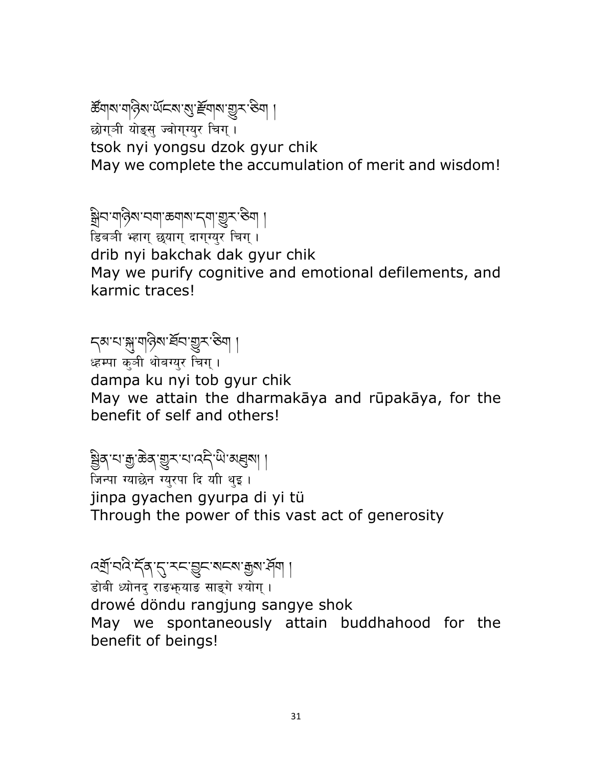ཚོགས་གཉིས་ཡོངས་སུ་རྫོགས་གྱུར་ཅིག །
छोग्ञी योङ्सु ज्वोग्ग्युर चिग् ।
tsok nyi yongsu dzok gyur chik
May we complete the accumulation of merit and wisdom!

སྒྲིབ་གཉིས་བག་ཆགས་དག་གྱུར་ཅིག །
डिबञी भ्हाग् छ्याग् दाग्ग्युर चिग् ।
drib nyi bakchak dak gyur chik
May we purify cognitive and emotional defilements, and karmic traces!

དམ་པ་སྐུ་གཉིས་ཐོབ་གྱུར་ཅིག །
ध्हम्पा कुञी थोबग्युर चिग् ।
dampa ku nyi tob gyur chik
May we attain the dharmakāya and rūpakāya, for the benefit of self and others!

སྦྱིན་པ་རྒྱ་ཆེན་གྱུར་པ་འདི་ཡི་མཐུས། །
जिन्पा ग्याछेन ग्युरपा दि यी थुइ ।
jinpa gyachen gyurpa di yi tü
Through the power of this vast act of generosity

འགྲོ་བའི་དོན་དུ་རང་བྱུང་སངས་རྒྱས་ཤོག །
डोबी ध्योनदु राङभ्युङ साङ्गे श्योग् ।
drowé döndu rangjung sangye shok
May we spontaneously attain buddhahood for the benefit of beings!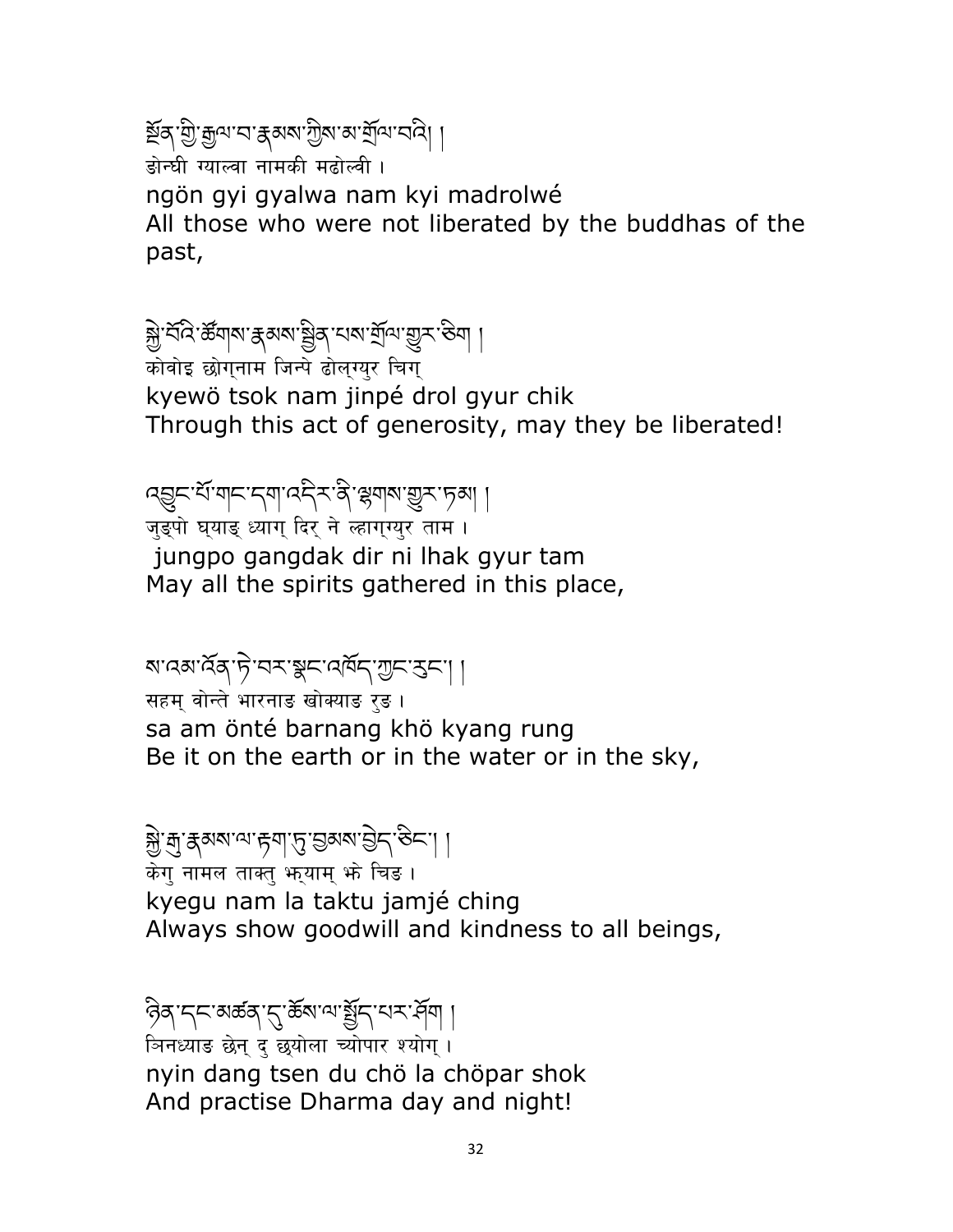སྔོན་གྱི་རྒྱལ་བ་རྣམས་ཀྱིས་མ་གྲོལ་བའི། །
ङोन्घी ग्याल्वा नामकी मढोल्वी ।
ngön gyi gyalwa nam kyi madrolwé
All those who were not liberated by the buddhas of the past,

སྐྱེ་བོའི་ཚོགས་རྣམས་སྦྱིན་པས་གྲོལ་གྱུར་ཅིག །
कोवोइ छोग्नाम जिन्पे ढोल्ग्युर चिग्
kyewö tsok nam jinpé drol gyur chik
Through this act of generosity, may they be liberated!

འབྱུང་པོ་གང་དག་འདིར་ནི་ལྷགས་གྱུར་ཏམ། །
जुङ्पो घ्याङ् ध्याग् दिर् ने ल्हाग्ग्युर ताम ।
jungpo gangdak dir ni lhak gyur tam
May all the spirits gathered in this place,

ས་འམ་འོན་ཏེ་བར་སྣང་འཁོད་ཀྱང་རུང་། །
सहम् वोन्ते भारनाङ खोक्याङ रुङ ।
sa am önté barnang khö kyang rung
Be it on the earth or in the water or in the sky,

སྐྱེ་གུ་རྣམས་ལ་རྟག་ཏུ་བྱམས་བྱེད་ཅིང་། །
केगु नामल ताक्तु झ्याम् झे चिङ ।
kyegu nam la taktu jamjé ching
Always show goodwill and kindness to all beings,

ཉིན་དང་མཚན་དུ་ཆོས་ལ་སྤྱོད་པར་ཤོག །
ञिनध्याङ छेन् दु छ्योला च्योपार श्योग् ।
nyin dang tsen du chö la chöpar shok
And practise Dharma day and night!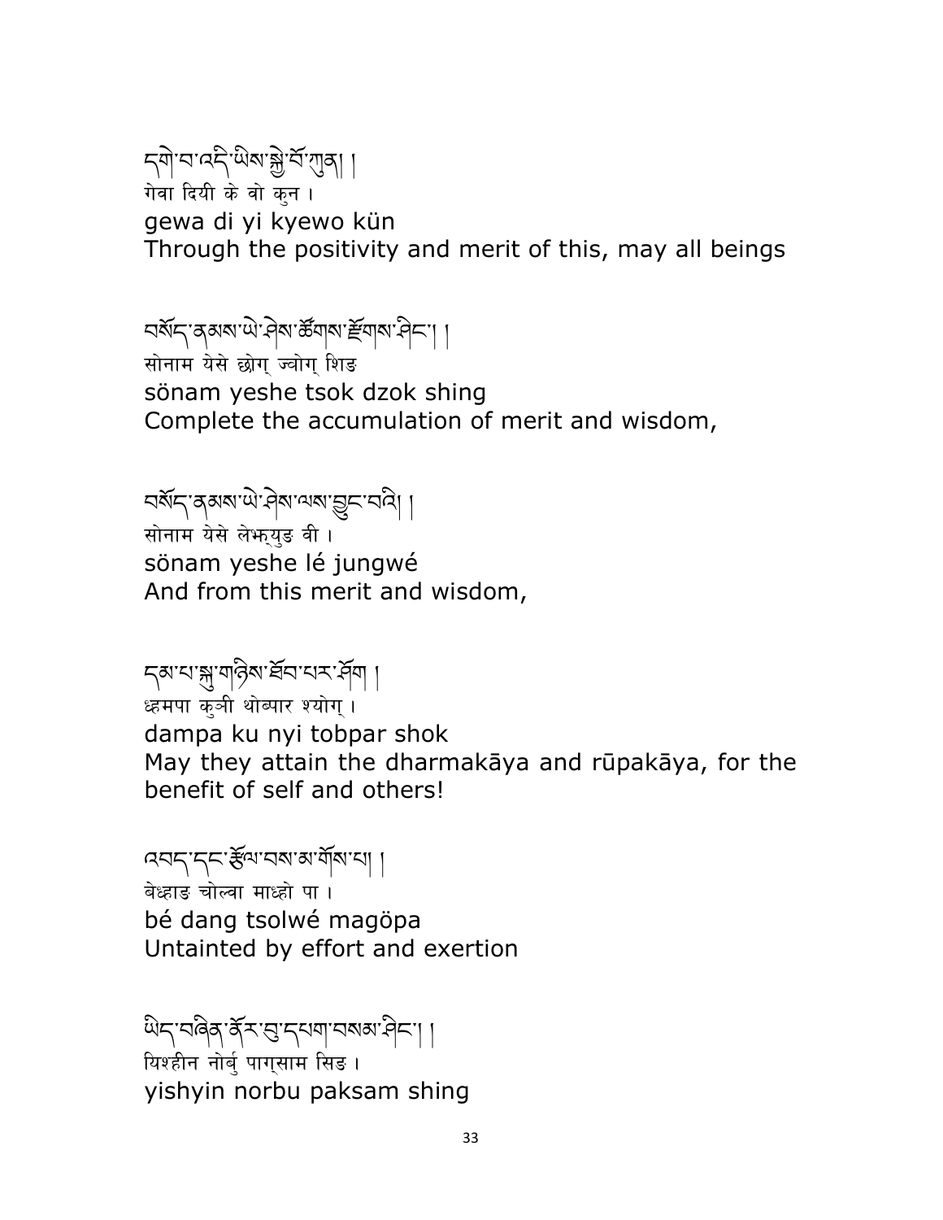དགེ་བ་འདི་ཡིས་སྐྱེ་བོ་ཀུན། །
गेवा दियी के वो कुन ।
gewa di yi kyewo kün
Through the positivity and merit of this, may all beings

བསོད་ནམས་ཡེ་ཤེས་ཚོགས་རྫོགས་ཤིང་། །
सोनाम येसे छोग् ज्वोग् शिङ
sönam yeshe tsok dzok shing
Complete the accumulation of merit and wisdom,

བསོད་ནམས་ཡེ་ཤེས་ལས་བྱུང་བའི། །
सोनाम येसे लेभ्फ्युङ वी ।
sönam yeshe lé jungwé
And from this merit and wisdom,

དམ་པ་སྐུ་གཉིས་ཐོབ་པར་ཤོག །
ध्हमपा कुञी थोब्पार श्योग् ।
dampa ku nyi tobpar shok
May they attain the dharmakāya and rūpakāya, for the benefit of self and others!

འབད་དང་རྩོལ་བས་མ་གོས་པ། །
बेध्हाङ चोल्वा माध्हो पा ।
bé dang tsolwé magöpa
Untainted by effort and exertion

ཡིད་བཞིན་ནོར་བུ་དཔག་བསམ་ཤིང་། །
यिश्हीन नोर्बु पाग्साम सिङ ।
yishyin norbu paksam shing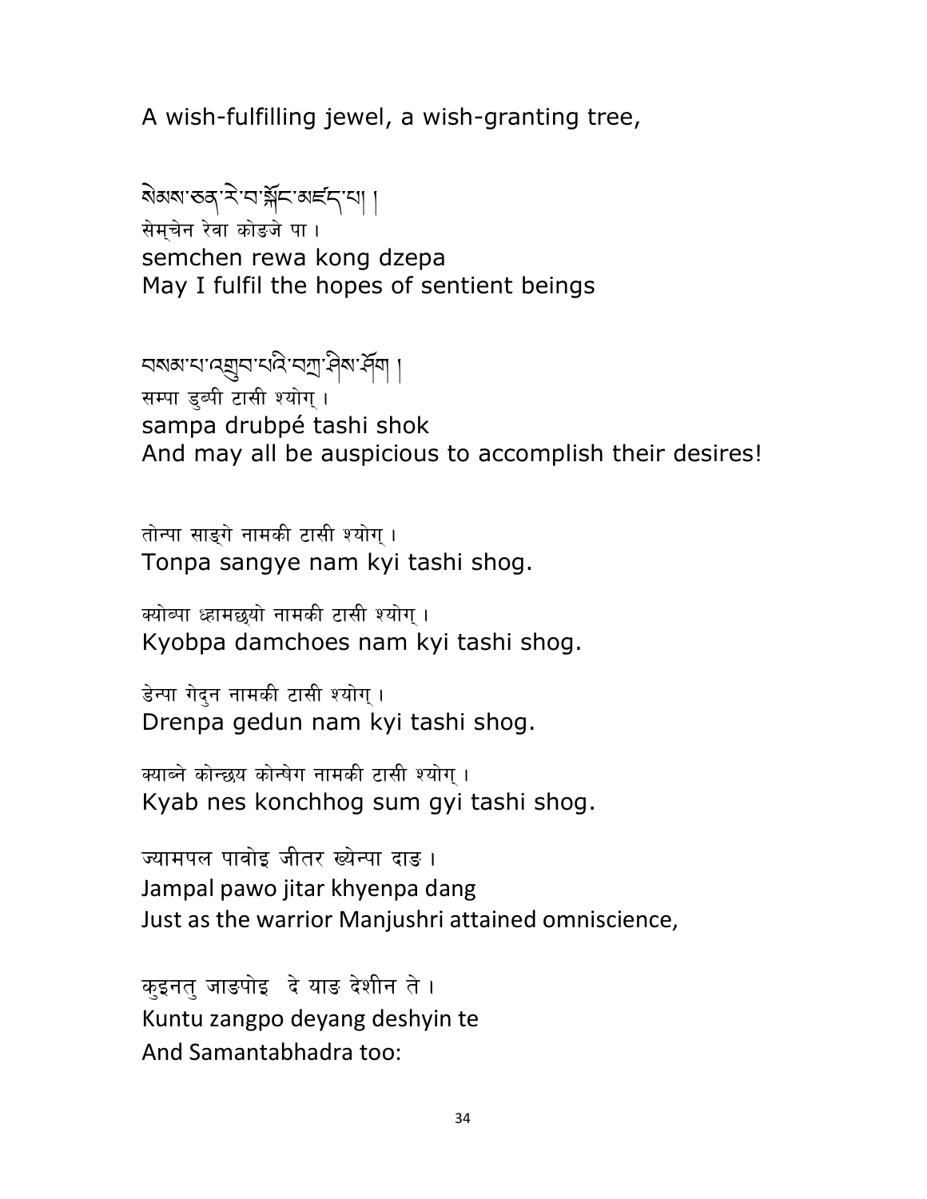A wish-fulfilling jewel, a wish-granting tree,

སེམས་ཅན་རེ་བ་སྐོང་མཛད་པ། །
सेम्चेन रेवा कोङजे पा ।
semchen rewa kong dzepa
May I fulfil the hopes of sentient beings

བསམ་པ་འགྲུབ་པའི་བཀྲ་ཤིས་ཤོག །
सम्पा डुब्पी टासी श्योग् ।
sampa drubpé tashi shok
And may all be auspicious to accomplish their desires!

तोन्पा साङ्गे नामकी टासी श्योग् ।
Tonpa sangye nam kyi tashi shog.

क्योब्पा ध्हामछ्यो नामकी टासी श्योग् ।
Kyobpa damchoes nam kyi tashi shog.

डेन्पा गेदुन नामकी टासी श्योग् ।
Drenpa gedun nam kyi tashi shog.

क्याब्ने कोन्छय कोन्षेग नामकी टासी श्योग् ।
Kyab nes konchhog sum gyi tashi shog.

ज्यामपल पावोइ जीतर ख्येन्पा दाङ ।
Jampal pawo jitar khyenpa dang
Just as the warrior Manjushri attained omniscience,

कुइनतु जाङपोइ  दे याङ देशीन ते ।
Kuntu zangpo deyang deshyin te
And Samantabhadra too: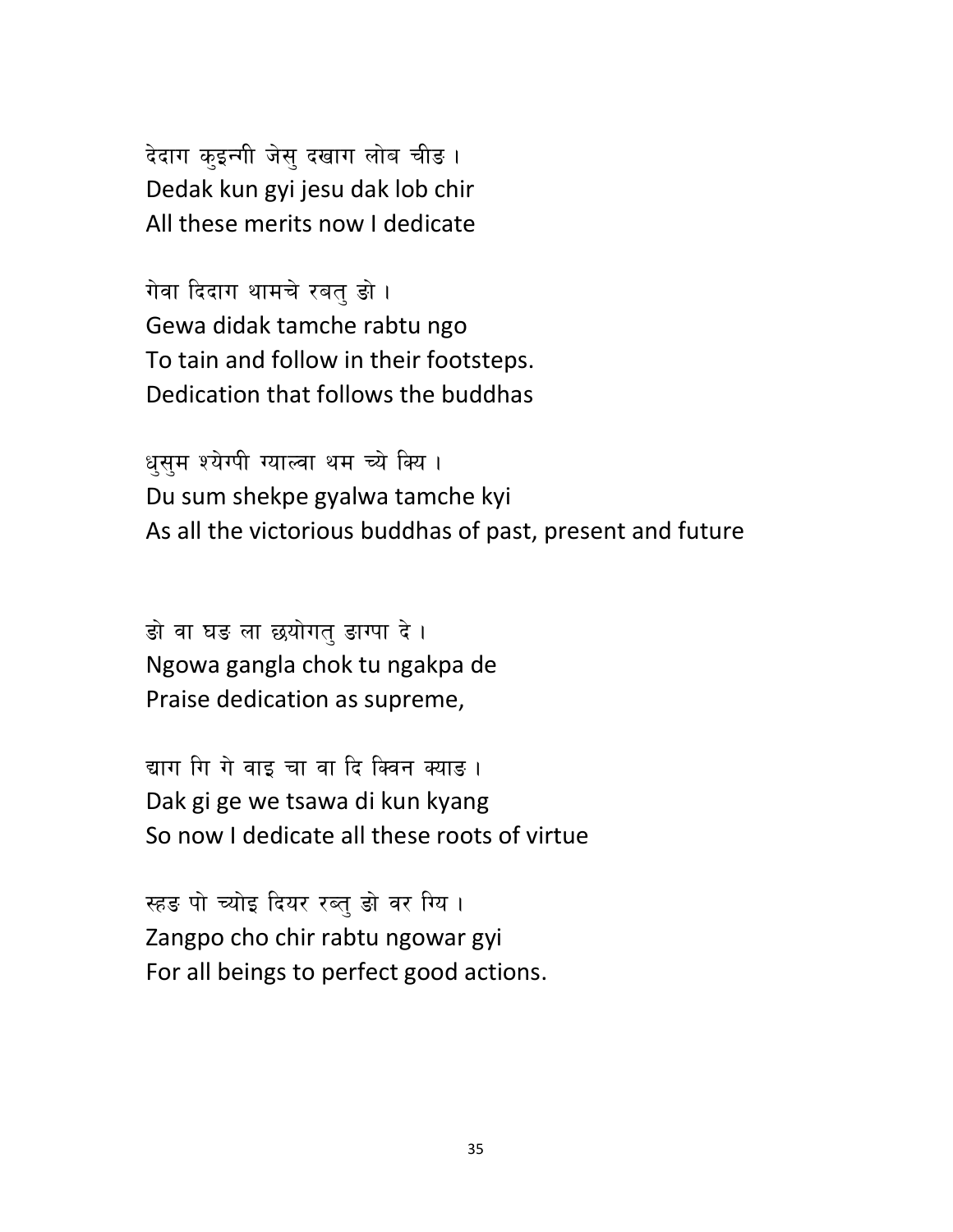देदाग कुइन्गी जेसु दखाग लोब चीङ ।
Dedak kun gyi jesu dak lob chir
All these merits now I dedicate

गेवा दिदाग थामचे रबतु ङो ।
Gewa didak tamche rabtu ngo
To tain and follow in their footsteps.
Dedication that follows the buddhas

धुसुम श्येग्पी ग्याल्वा थम च्ये क्यि ।
Du sum shekpe gyalwa tamche kyi
As all the victorious buddhas of past, present and future

ङो वा घङ ला छ्योगतु ङाग्पा दे ।
Ngowa gangla chok tu ngakpa de
Praise dedication as supreme,

द्याग गि गे वाइ चा वा दि क्विन क्याङ ।
Dak gi ge we tsawa di kun kyang
So now I dedicate all these roots of virtue

स्हङ पो च्योइ दियर रब्तु ङो वर ग्यि ।
Zangpo cho chir rabtu ngowar gyi
For all beings to perfect good actions.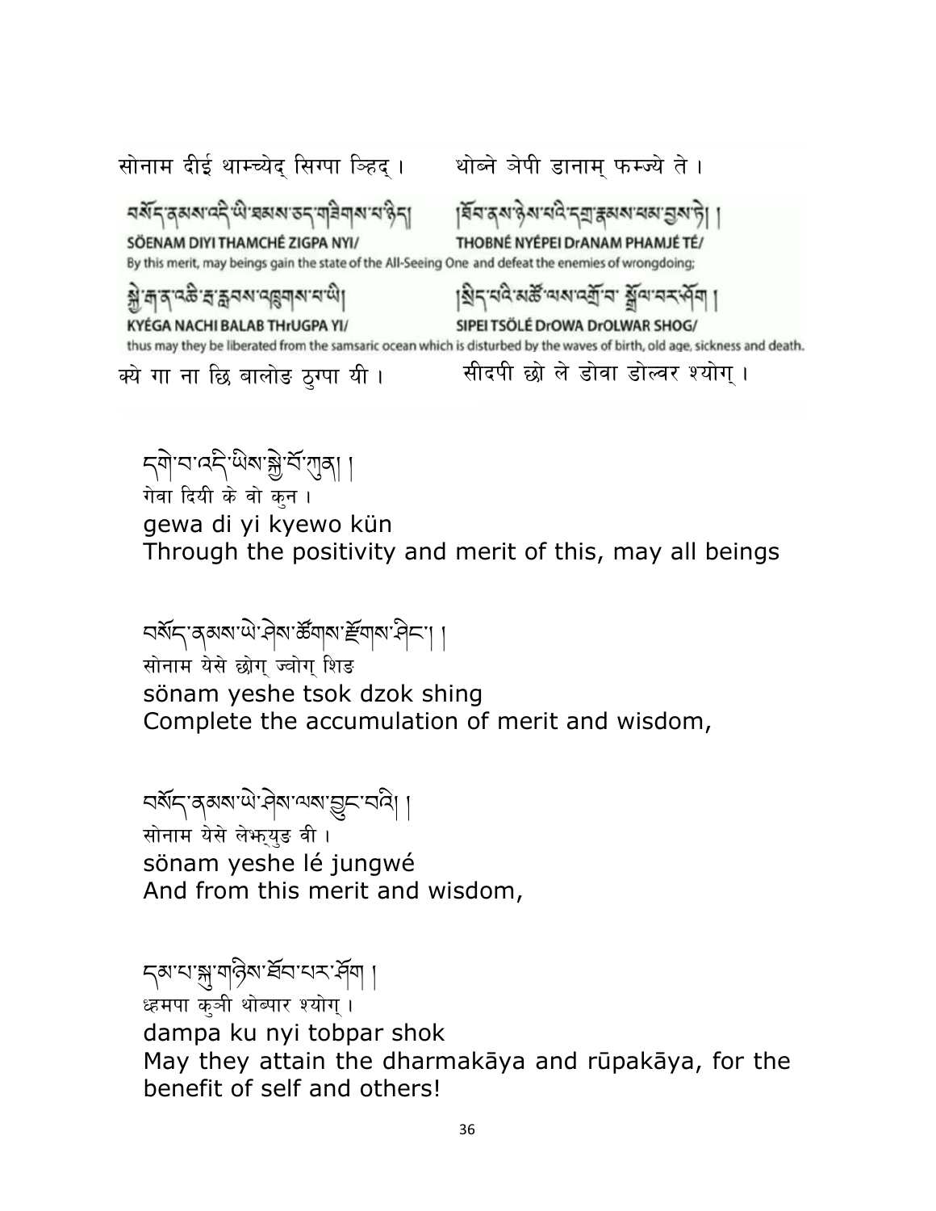सोनाम दीई थाम्च्येद् सिग्पा ञ्हिद् ।　　थोब्ने ञेपी डानाम् फम्ज्ये ते ।

བསོད་ནམས་འདི་ཡི་ཐམས་ཅད་གཟིགས་པ་ཉིད། །ཐོབ་ནས་ཉེས་པའི་དགྲ་རྣམས་ཕམ་བྱས་ཏེ། །

SÖENAM DIYI THAMCHÉ ZIGPA NYI/　　THOBNÉ NYÉPEI DrANAM PHAMJÉ TÉ/

By this merit, may beings gain the state of the All-Seeing One and defeat the enemies of wrongdoing;

སྐྱེ་རྒ་ན་འཆི་རྦ་རླབས་འཁྲུགས་པ་ཡི། །སྲིད་པའི་མཚོ་ལས་འགྲོ་བ་སྒྲོལ་བར་ཤོག །

KYÉGA NACHI BALAB THrUGPA YI/　　SIPEI TSÖLÉ DrOWA DrOLWAR SHOG/

thus may they be liberated from the samsaric ocean which is disturbed by the waves of birth, old age, sickness and death.

क्ये गा ना छि बालोङ ठुग्पा यी ।　　सीदपी छो ले डोवा डोल्वर श्योग् ।

དགེ་བ་འདི་ཡིས་སྐྱེ་བོ་ཀུན། །
गेवा दियी के वो कुन ।
gewa di yi kyewo kün
Through the positivity and merit of this, may all beings

བསོད་ནམས་ཡེ་ཤེས་ཚོགས་རྫོགས་ཤིང་། །
सोनाम येसे छोग् ज्वोग् शिङ
sönam yeshe tsok dzok shing
Complete the accumulation of merit and wisdom,

བསོད་ནམས་ཡེ་ཤེས་ལས་བྱུང་བའི། །
सोनाम येसे लेभ्युङ वी ।
sönam yeshe lé jungwé
And from this merit and wisdom,

དམ་པ་སྐུ་གཉིས་ཐོབ་པར་ཤོག །
ध्हमपा कुञी थोब्पार श्योग् ।
dampa ku nyi tobpar shok
May they attain the dharmakāya and rūpakāya, for the benefit of self and others!